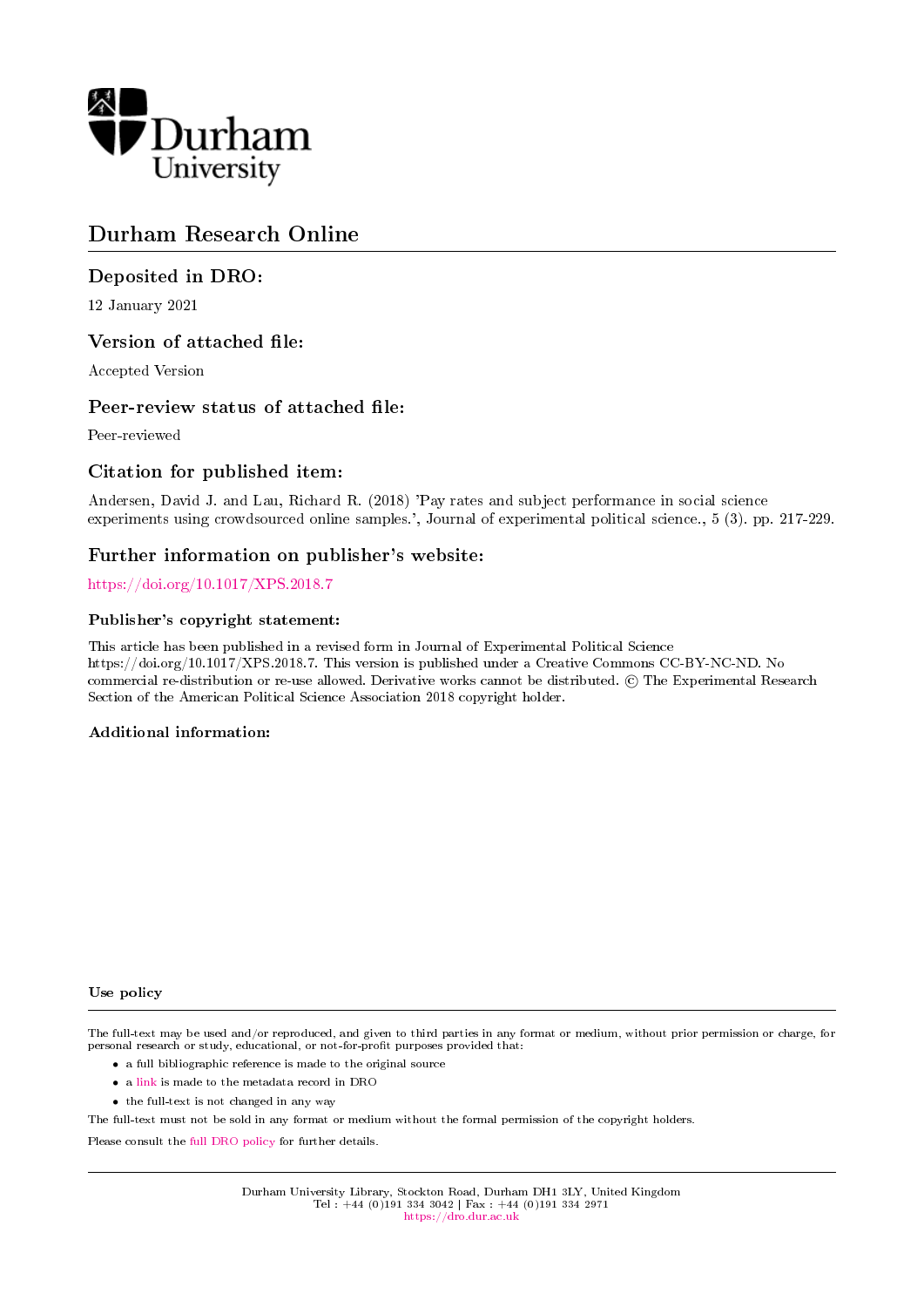Durham University

# Durham Research Online

## Deposited in DRO:

12 January 2021

## Version of attached file:

Accepted Version

## Peer-review status of attached file:

Peer-reviewed

## Citation for published item:

Andersen, David J. and Lau, Richard R. (2018) 'Pay rates and subject performance in social science experiments using crowdsourced online samples.', Journal of experimental political science., 5 (3). pp. 217-229.

## Further information on publisher's website:

https://doi.org/10.1017/XPS.2018.7

### Publisher's copyright statement:

This article has been published in a revised form in Journal of Experimental Political Science https://doi.org/10.1017/XPS.2018.7. This version is published under a Creative Commons CC-BY-NC-ND. No commercial re-distribution or re-use allowed. Derivative works cannot be distributed. © The Experimental Research Section of the American Political Science Association 2018 copyright holder.

### Additional information:

### Use policy

The full-text may be used and/or reproduced, and given to third parties in any format or medium, without prior permission or charge, for personal research or study, educational, or not-for-profit purposes provided that:

- a full bibliographic reference is made to the original source
- a link is made to the metadata record in DRO
- the full-text is not changed in any way

The full-text must not be sold in any format or medium without the formal permission of the copyright holders.

Please consult the full DRO policy for further details.

Durham University Library, Stockton Road, Durham DH1 3LY, United Kingdom
Tel : +44 (0)191 334 3042 | Fax : +44 (0)191 334 2971
https://dro.dur.ac.uk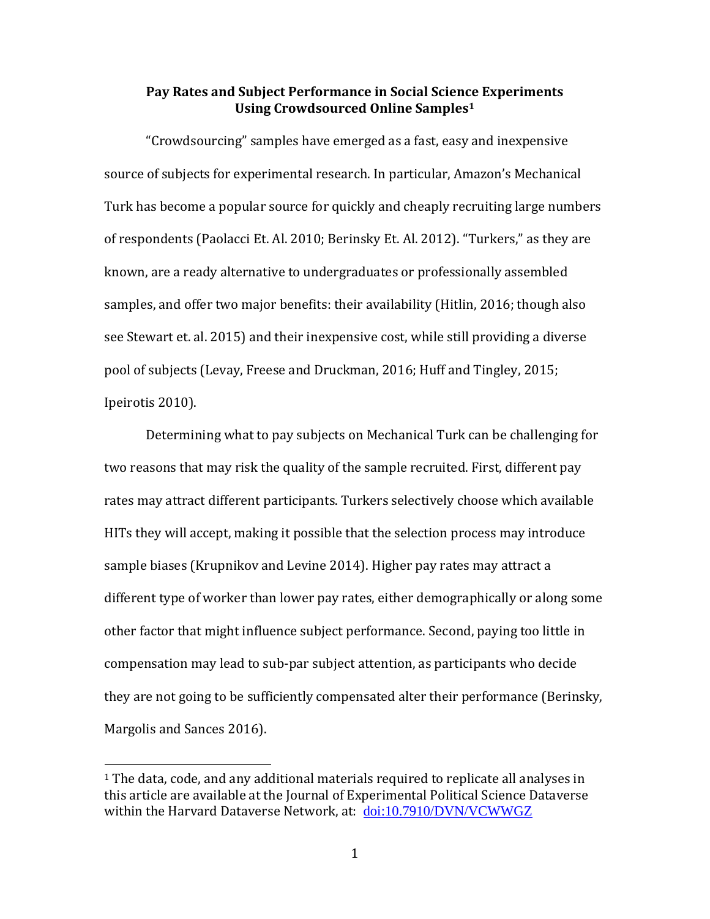# Pay Rates and Subject Performance in Social Science Experiments Using Crowdsourced Online Samples[1]

"Crowdsourcing" samples have emerged as a fast, easy and inexpensive source of subjects for experimental research. In particular, Amazon's Mechanical Turk has become a popular source for quickly and cheaply recruiting large numbers of respondents (Paolacci Et. Al. 2010; Berinsky Et. Al. 2012). "Turkers," as they are known, are a ready alternative to undergraduates or professionally assembled samples, and offer two major benefits: their availability (Hitlin, 2016; though also see Stewart et. al. 2015) and their inexpensive cost, while still providing a diverse pool of subjects (Levay, Freese and Druckman, 2016; Huff and Tingley, 2015; Ipeirotis 2010).

Determining what to pay subjects on Mechanical Turk can be challenging for two reasons that may risk the quality of the sample recruited. First, different pay rates may attract different participants. Turkers selectively choose which available HITs they will accept, making it possible that the selection process may introduce sample biases (Krupnikov and Levine 2014). Higher pay rates may attract a different type of worker than lower pay rates, either demographically or along some other factor that might influence subject performance. Second, paying too little in compensation may lead to sub-par subject attention, as participants who decide they are not going to be sufficiently compensated alter their performance (Berinsky, Margolis and Sances 2016).

[1] The data, code, and any additional materials required to replicate all analyses in this article are available at the Journal of Experimental Political Science Dataverse within the Harvard Dataverse Network, at: doi:10.7910/DVN/VCWWGZ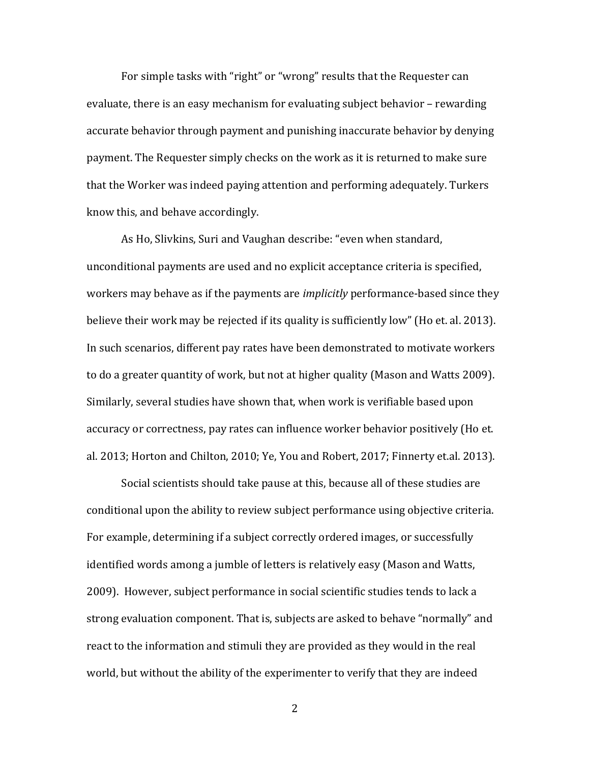For simple tasks with "right" or "wrong" results that the Requester can evaluate, there is an easy mechanism for evaluating subject behavior – rewarding accurate behavior through payment and punishing inaccurate behavior by denying payment. The Requester simply checks on the work as it is returned to make sure that the Worker was indeed paying attention and performing adequately. Turkers know this, and behave accordingly.

As Ho, Slivkins, Suri and Vaughan describe: "even when standard, unconditional payments are used and no explicit acceptance criteria is specified, workers may behave as if the payments are *implicitly* performance-based since they believe their work may be rejected if its quality is sufficiently low" (Ho et. al. 2013). In such scenarios, different pay rates have been demonstrated to motivate workers to do a greater quantity of work, but not at higher quality (Mason and Watts 2009). Similarly, several studies have shown that, when work is verifiable based upon accuracy or correctness, pay rates can influence worker behavior positively (Ho et. al. 2013; Horton and Chilton, 2010; Ye, You and Robert, 2017; Finnerty et.al. 2013).

Social scientists should take pause at this, because all of these studies are conditional upon the ability to review subject performance using objective criteria. For example, determining if a subject correctly ordered images, or successfully identified words among a jumble of letters is relatively easy (Mason and Watts, 2009). However, subject performance in social scientific studies tends to lack a strong evaluation component. That is, subjects are asked to behave "normally" and react to the information and stimuli they are provided as they would in the real world, but without the ability of the experimenter to verify that they are indeed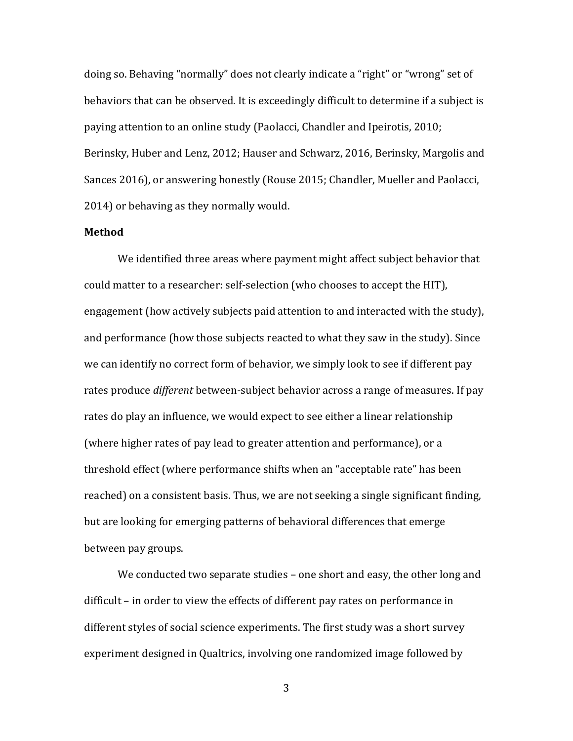doing so. Behaving "normally" does not clearly indicate a "right" or "wrong" set of behaviors that can be observed. It is exceedingly difficult to determine if a subject is paying attention to an online study (Paolacci, Chandler and Ipeirotis, 2010; Berinsky, Huber and Lenz, 2012; Hauser and Schwarz, 2016, Berinsky, Margolis and Sances 2016), or answering honestly (Rouse 2015; Chandler, Mueller and Paolacci, 2014) or behaving as they normally would.

**Method**

We identified three areas where payment might affect subject behavior that could matter to a researcher: self-selection (who chooses to accept the HIT), engagement (how actively subjects paid attention to and interacted with the study), and performance (how those subjects reacted to what they saw in the study). Since we can identify no correct form of behavior, we simply look to see if different pay rates produce *different* between-subject behavior across a range of measures. If pay rates do play an influence, we would expect to see either a linear relationship (where higher rates of pay lead to greater attention and performance), or a threshold effect (where performance shifts when an "acceptable rate" has been reached) on a consistent basis. Thus, we are not seeking a single significant finding, but are looking for emerging patterns of behavioral differences that emerge between pay groups.

We conducted two separate studies – one short and easy, the other long and difficult – in order to view the effects of different pay rates on performance in different styles of social science experiments. The first study was a short survey experiment designed in Qualtrics, involving one randomized image followed by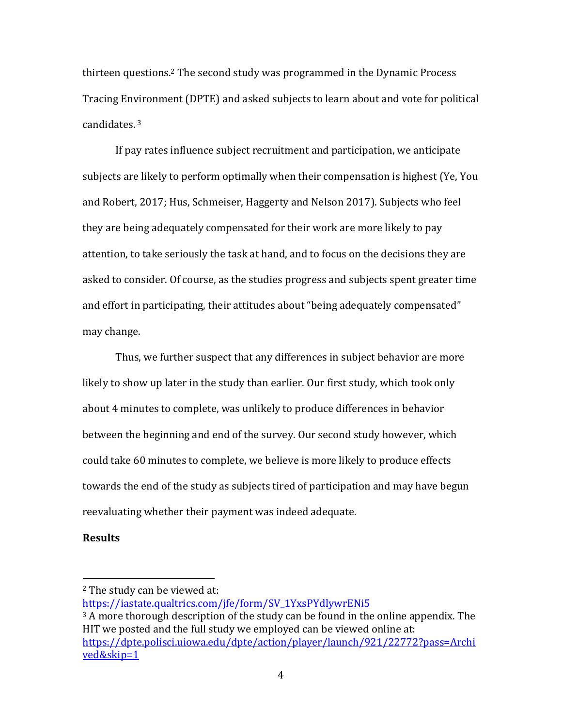thirteen questions.[2] The second study was programmed in the Dynamic Process Tracing Environment (DPTE) and asked subjects to learn about and vote for political candidates. [3]

If pay rates influence subject recruitment and participation, we anticipate subjects are likely to perform optimally when their compensation is highest (Ye, You and Robert, 2017; Hus, Schmeiser, Haggerty and Nelson 2017). Subjects who feel they are being adequately compensated for their work are more likely to pay attention, to take seriously the task at hand, and to focus on the decisions they are asked to consider. Of course, as the studies progress and subjects spent greater time and effort in participating, their attitudes about "being adequately compensated" may change.

Thus, we further suspect that any differences in subject behavior are more likely to show up later in the study than earlier. Our first study, which took only about 4 minutes to complete, was unlikely to produce differences in behavior between the beginning and end of the survey. Our second study however, which could take 60 minutes to complete, we believe is more likely to produce effects towards the end of the study as subjects tired of participation and may have begun reevaluating whether their payment was indeed adequate.

**Results**

---

[2] The study can be viewed at: https://iastate.qualtrics.com/jfe/form/SV_1YxsPYdlywrENi5

[3] A more thorough description of the study can be found in the online appendix. The HIT we posted and the full study we employed can be viewed online at: https://dpte.polisci.uiowa.edu/dpte/action/player/launch/921/22772?pass=Archived&skip=1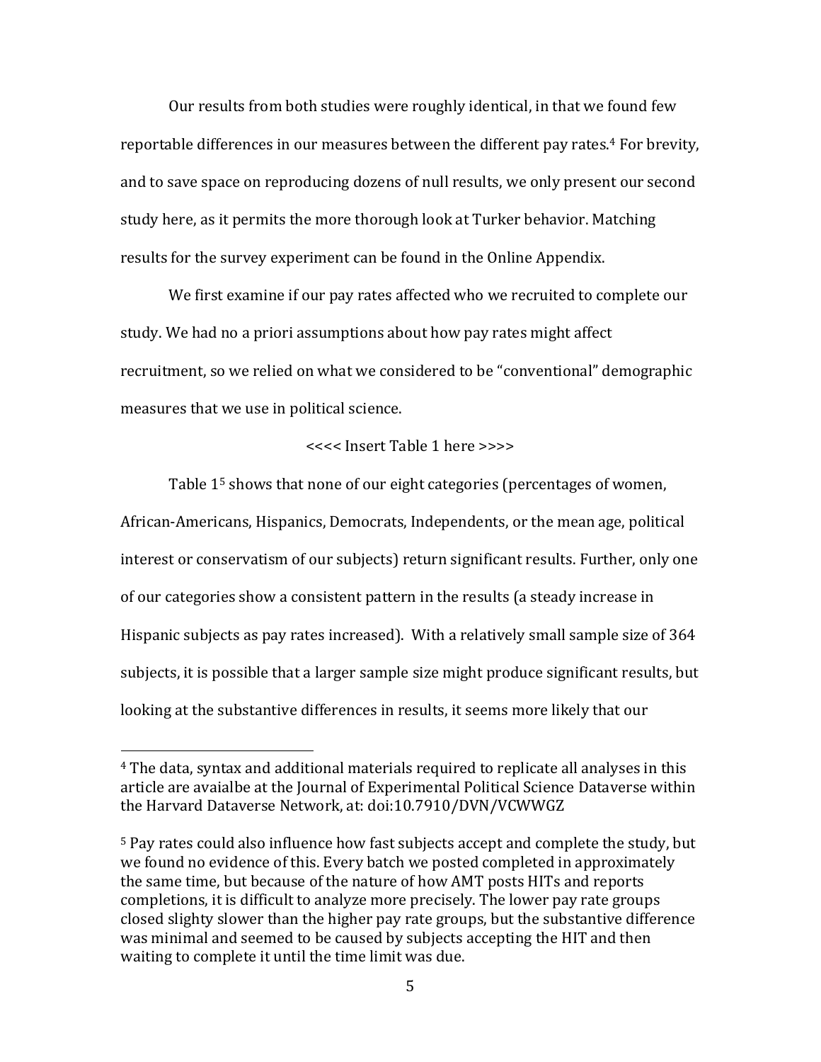Our results from both studies were roughly identical, in that we found few reportable differences in our measures between the different pay rates.[4] For brevity, and to save space on reproducing dozens of null results, we only present our second study here, as it permits the more thorough look at Turker behavior. Matching results for the survey experiment can be found in the Online Appendix.

We first examine if our pay rates affected who we recruited to complete our study. We had no a priori assumptions about how pay rates might affect recruitment, so we relied on what we considered to be "conventional" demographic measures that we use in political science.

<<<< Insert Table 1 here >>>>

Table 1[5] shows that none of our eight categories (percentages of women, African-Americans, Hispanics, Democrats, Independents, or the mean age, political interest or conservatism of our subjects) return significant results. Further, only one of our categories show a consistent pattern in the results (a steady increase in Hispanic subjects as pay rates increased). With a relatively small sample size of 364 subjects, it is possible that a larger sample size might produce significant results, but looking at the substantive differences in results, it seems more likely that our

---

[4] The data, syntax and additional materials required to replicate all analyses in this article are avaialbe at the Journal of Experimental Political Science Dataverse within the Harvard Dataverse Network, at: doi:10.7910/DVN/VCWWGZ

[5] Pay rates could also influence how fast subjects accept and complete the study, but we found no evidence of this. Every batch we posted completed in approximately the same time, but because of the nature of how AMT posts HITs and reports completions, it is difficult to analyze more precisely. The lower pay rate groups closed slighty slower than the higher pay rate groups, but the substantive difference was minimal and seemed to be caused by subjects accepting the HIT and then waiting to complete it until the time limit was due.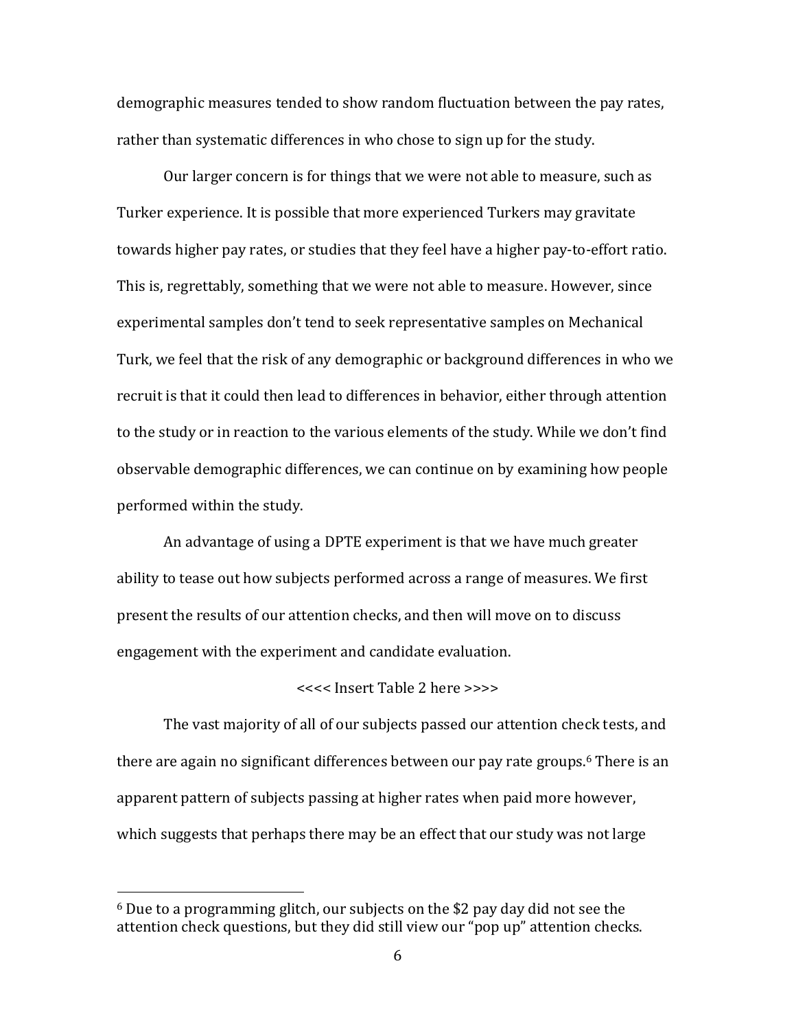demographic measures tended to show random fluctuation between the pay rates, rather than systematic differences in who chose to sign up for the study.

Our larger concern is for things that we were not able to measure, such as Turker experience. It is possible that more experienced Turkers may gravitate towards higher pay rates, or studies that they feel have a higher pay-to-effort ratio. This is, regrettably, something that we were not able to measure. However, since experimental samples don't tend to seek representative samples on Mechanical Turk, we feel that the risk of any demographic or background differences in who we recruit is that it could then lead to differences in behavior, either through attention to the study or in reaction to the various elements of the study. While we don't find observable demographic differences, we can continue on by examining how people performed within the study.

An advantage of using a DPTE experiment is that we have much greater ability to tease out how subjects performed across a range of measures. We first present the results of our attention checks, and then will move on to discuss engagement with the experiment and candidate evaluation.

<<<< Insert Table 2 here >>>>

The vast majority of all of our subjects passed our attention check tests, and there are again no significant differences between our pay rate groups.[6] There is an apparent pattern of subjects passing at higher rates when paid more however, which suggests that perhaps there may be an effect that our study was not large

[6] Due to a programming glitch, our subjects on the $2 pay day did not see the attention check questions, but they did still view our "pop up" attention checks.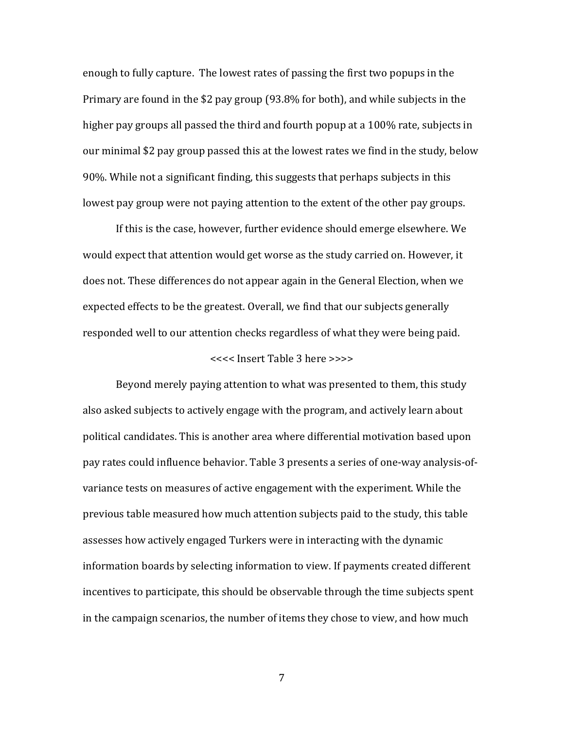enough to fully capture. The lowest rates of passing the first two popups in the Primary are found in the $2 pay group (93.8% for both), and while subjects in the higher pay groups all passed the third and fourth popup at a 100% rate, subjects in our minimal $2 pay group passed this at the lowest rates we find in the study, below 90%. While not a significant finding, this suggests that perhaps subjects in this lowest pay group were not paying attention to the extent of the other pay groups.

If this is the case, however, further evidence should emerge elsewhere. We would expect that attention would get worse as the study carried on. However, it does not. These differences do not appear again in the General Election, when we expected effects to be the greatest. Overall, we find that our subjects generally responded well to our attention checks regardless of what they were being paid.

<<<< Insert Table 3 here >>>>

Beyond merely paying attention to what was presented to them, this study also asked subjects to actively engage with the program, and actively learn about political candidates. This is another area where differential motivation based upon pay rates could influence behavior. Table 3 presents a series of one-way analysis-of-variance tests on measures of active engagement with the experiment. While the previous table measured how much attention subjects paid to the study, this table assesses how actively engaged Turkers were in interacting with the dynamic information boards by selecting information to view. If payments created different incentives to participate, this should be observable through the time subjects spent in the campaign scenarios, the number of items they chose to view, and how much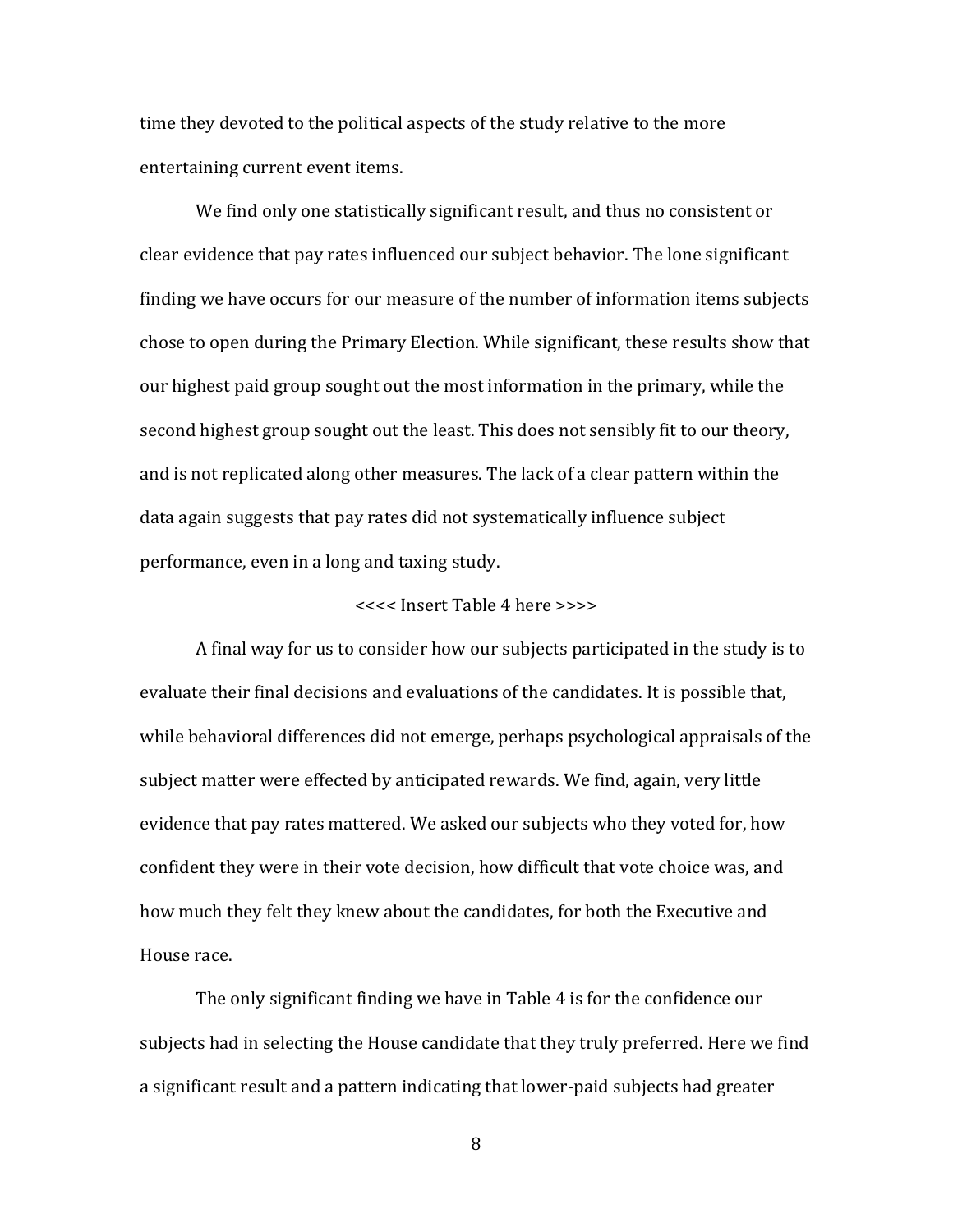time they devoted to the political aspects of the study relative to the more entertaining current event items.

We find only one statistically significant result, and thus no consistent or clear evidence that pay rates influenced our subject behavior. The lone significant finding we have occurs for our measure of the number of information items subjects chose to open during the Primary Election. While significant, these results show that our highest paid group sought out the most information in the primary, while the second highest group sought out the least. This does not sensibly fit to our theory, and is not replicated along other measures. The lack of a clear pattern within the data again suggests that pay rates did not systematically influence subject performance, even in a long and taxing study.

<<<< Insert Table 4 here >>>>

A final way for us to consider how our subjects participated in the study is to evaluate their final decisions and evaluations of the candidates. It is possible that, while behavioral differences did not emerge, perhaps psychological appraisals of the subject matter were effected by anticipated rewards. We find, again, very little evidence that pay rates mattered. We asked our subjects who they voted for, how confident they were in their vote decision, how difficult that vote choice was, and how much they felt they knew about the candidates, for both the Executive and House race.

The only significant finding we have in Table 4 is for the confidence our subjects had in selecting the House candidate that they truly preferred. Here we find a significant result and a pattern indicating that lower-paid subjects had greater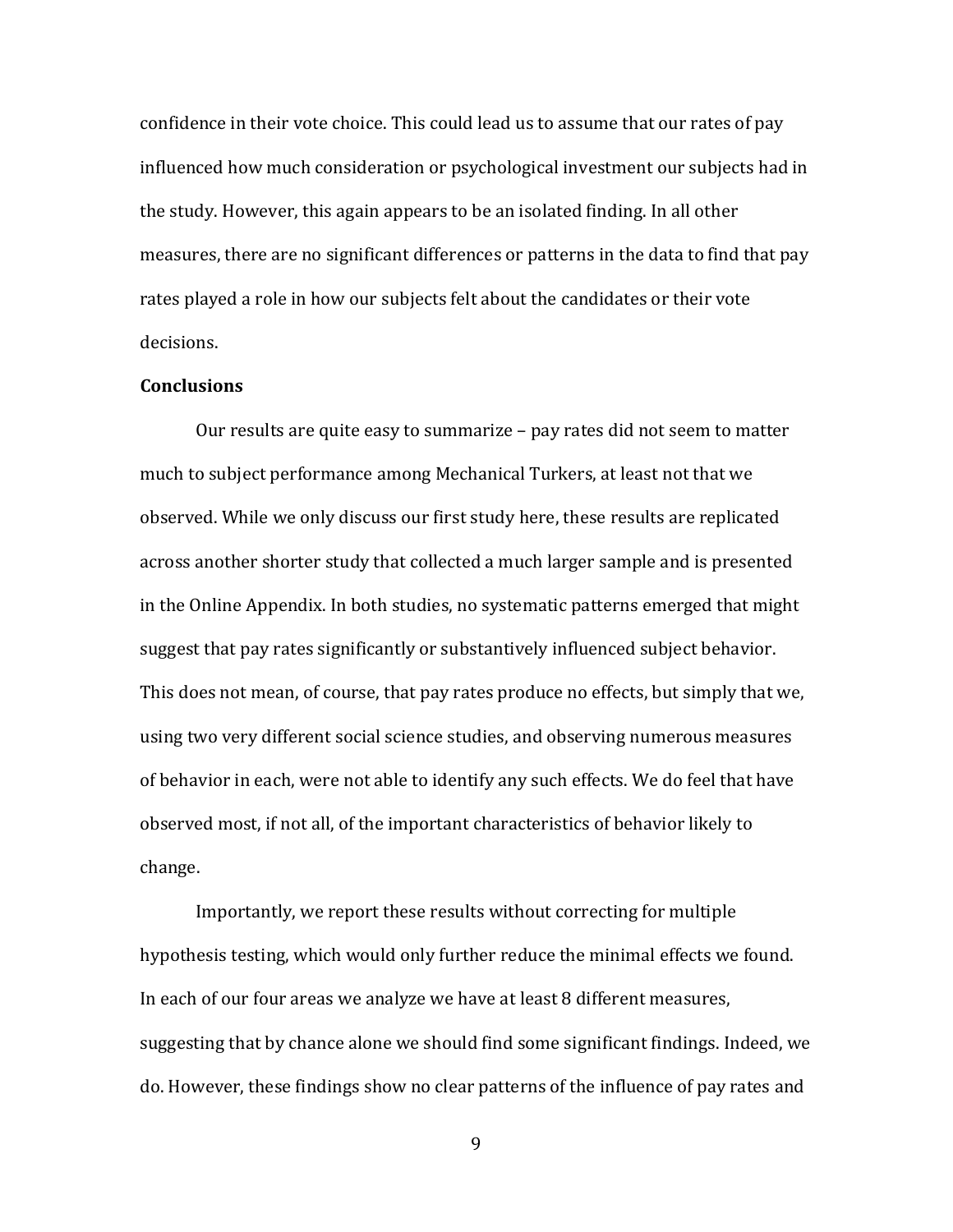confidence in their vote choice. This could lead us to assume that our rates of pay influenced how much consideration or psychological investment our subjects had in the study. However, this again appears to be an isolated finding. In all other measures, there are no significant differences or patterns in the data to find that pay rates played a role in how our subjects felt about the candidates or their vote decisions.

**Conclusions**

Our results are quite easy to summarize – pay rates did not seem to matter much to subject performance among Mechanical Turkers, at least not that we observed. While we only discuss our first study here, these results are replicated across another shorter study that collected a much larger sample and is presented in the Online Appendix. In both studies, no systematic patterns emerged that might suggest that pay rates significantly or substantively influenced subject behavior. This does not mean, of course, that pay rates produce no effects, but simply that we, using two very different social science studies, and observing numerous measures of behavior in each, were not able to identify any such effects. We do feel that have observed most, if not all, of the important characteristics of behavior likely to change.

Importantly, we report these results without correcting for multiple hypothesis testing, which would only further reduce the minimal effects we found. In each of our four areas we analyze we have at least 8 different measures, suggesting that by chance alone we should find some significant findings. Indeed, we do. However, these findings show no clear patterns of the influence of pay rates and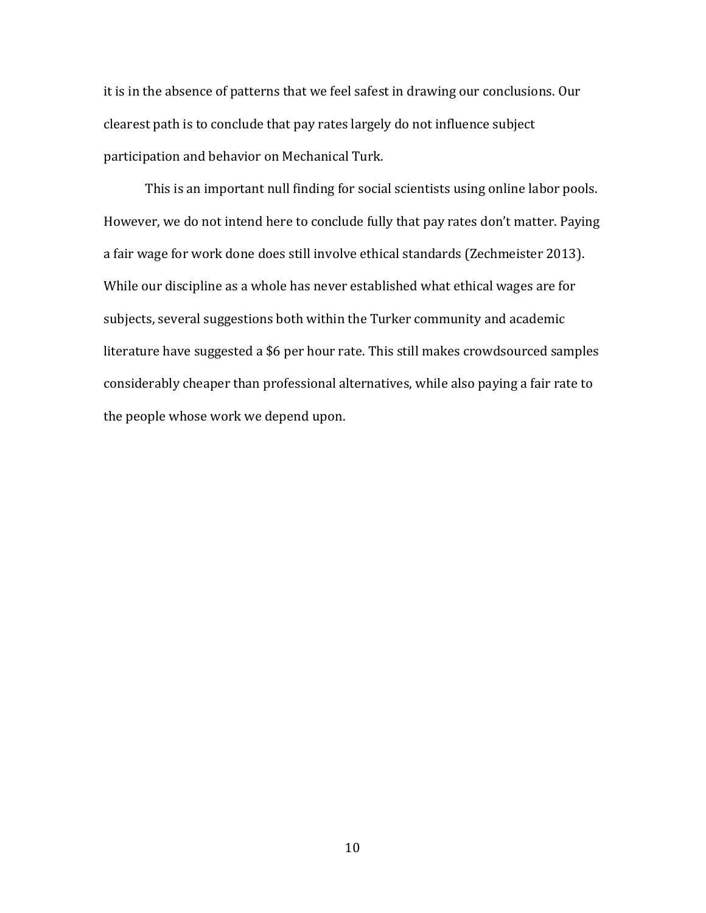it is in the absence of patterns that we feel safest in drawing our conclusions. Our clearest path is to conclude that pay rates largely do not influence subject participation and behavior on Mechanical Turk.

This is an important null finding for social scientists using online labor pools. However, we do not intend here to conclude fully that pay rates don't matter. Paying a fair wage for work done does still involve ethical standards (Zechmeister 2013). While our discipline as a whole has never established what ethical wages are for subjects, several suggestions both within the Turker community and academic literature have suggested a $6 per hour rate. This still makes crowdsourced samples considerably cheaper than professional alternatives, while also paying a fair rate to the people whose work we depend upon.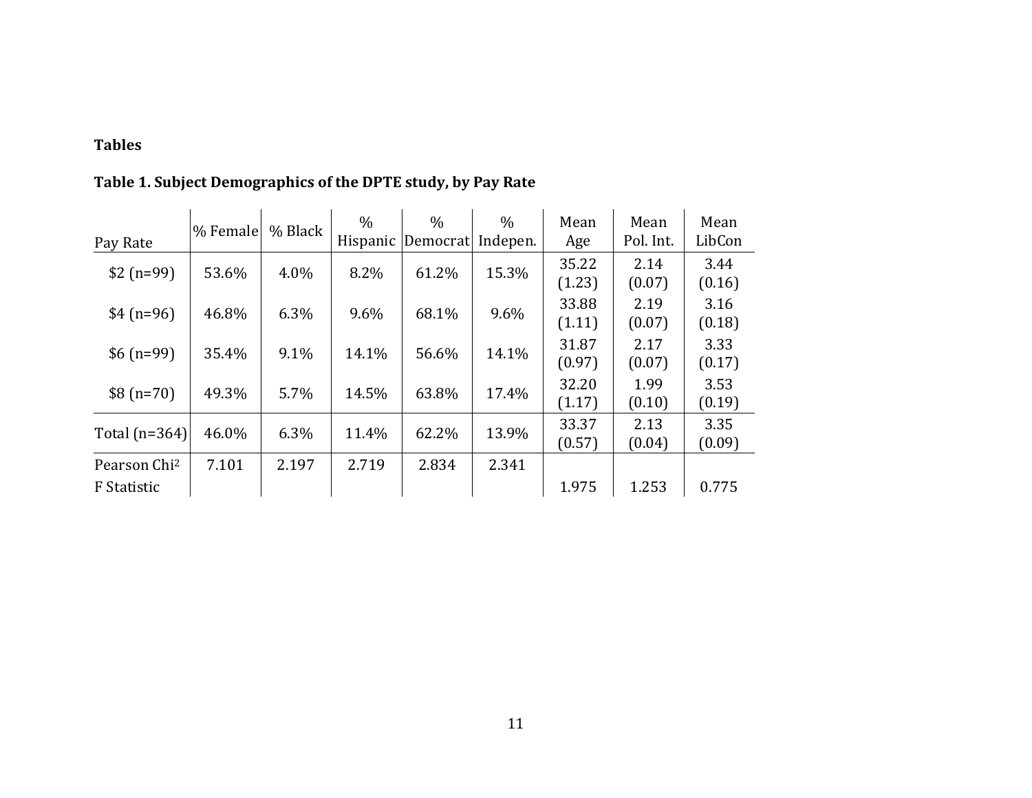**Tables**

**Table 1. Subject Demographics of the DPTE study, by Pay Rate**

| Pay Rate | % Female | % Black | % Hispanic | % Democrat | % Indepen. | Mean Age | Mean Pol. Int. | Mean LibCon |
|---|---|---|---|---|---|---|---|---|
| $2 (n=99) | 53.6% | 4.0% | 8.2% | 61.2% | 15.3% | 35.22 (1.23) | 2.14 (0.07) | 3.44 (0.16) |
| $4 (n=96) | 46.8% | 6.3% | 9.6% | 68.1% | 9.6% | 33.88 (1.11) | 2.19 (0.07) | 3.16 (0.18) |
| $6 (n=99) | 35.4% | 9.1% | 14.1% | 56.6% | 14.1% | 31.87 (0.97) | 2.17 (0.07) | 3.33 (0.17) |
| $8 (n=70) | 49.3% | 5.7% | 14.5% | 63.8% | 17.4% | 32.20 (1.17) | 1.99 (0.10) | 3.53 (0.19) |
| Total (n=364) | 46.0% | 6.3% | 11.4% | 62.2% | 13.9% | 33.37 (0.57) | 2.13 (0.04) | 3.35 (0.09) |
| Pearson $Chi^2$ | 7.101 | 2.197 | 2.719 | 2.834 | 2.341 | | | |
| F Statistic | | | | | | 1.975 | 1.253 | 0.775 |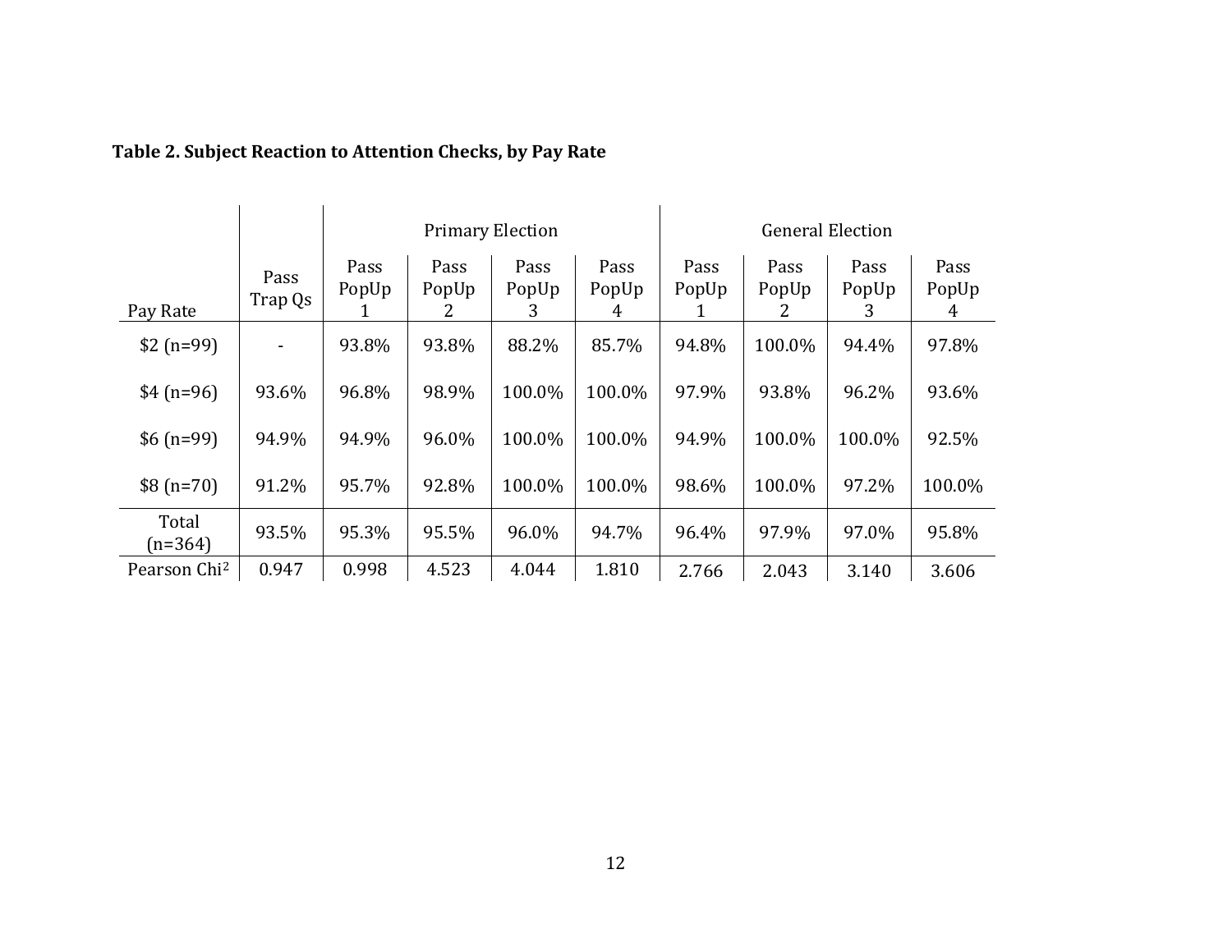**Table 2. Subject Reaction to Attention Checks, by Pay Rate**

| | | Primary Election | | | | General Election | | | |
|---|---|---|---|---|---|---|---|---|---|
| Pay Rate | Pass Trap Qs | Pass PopUp 1 | Pass PopUp 2 | Pass PopUp 3 | Pass PopUp 4 | Pass PopUp 1 | Pass PopUp 2 | Pass PopUp 3 | Pass PopUp 4 |
| \$2 (n=99) | - | 93.8% | 93.8% | 88.2% | 85.7% | 94.8% | 100.0% | 94.4% | 97.8% |
| \$4 (n=96) | 93.6% | 96.8% | 98.9% | 100.0% | 100.0% | 97.9% | 93.8% | 96.2% | 93.6% |
| \$6 (n=99) | 94.9% | 94.9% | 96.0% | 100.0% | 100.0% | 94.9% | 100.0% | 100.0% | 92.5% |
| \$8 (n=70) | 91.2% | 95.7% | 92.8% | 100.0% | 100.0% | 98.6% | 100.0% | 97.2% | 100.0% |
| Total (n=364) | 93.5% | 95.3% | 95.5% | 96.0% | 94.7% | 96.4% | 97.9% | 97.0% | 95.8% |
| Pearson $Chi^2$ | 0.947 | 0.998 | 4.523 | 4.044 | 1.810 | 2.766 | 2.043 | 3.140 | 3.606 |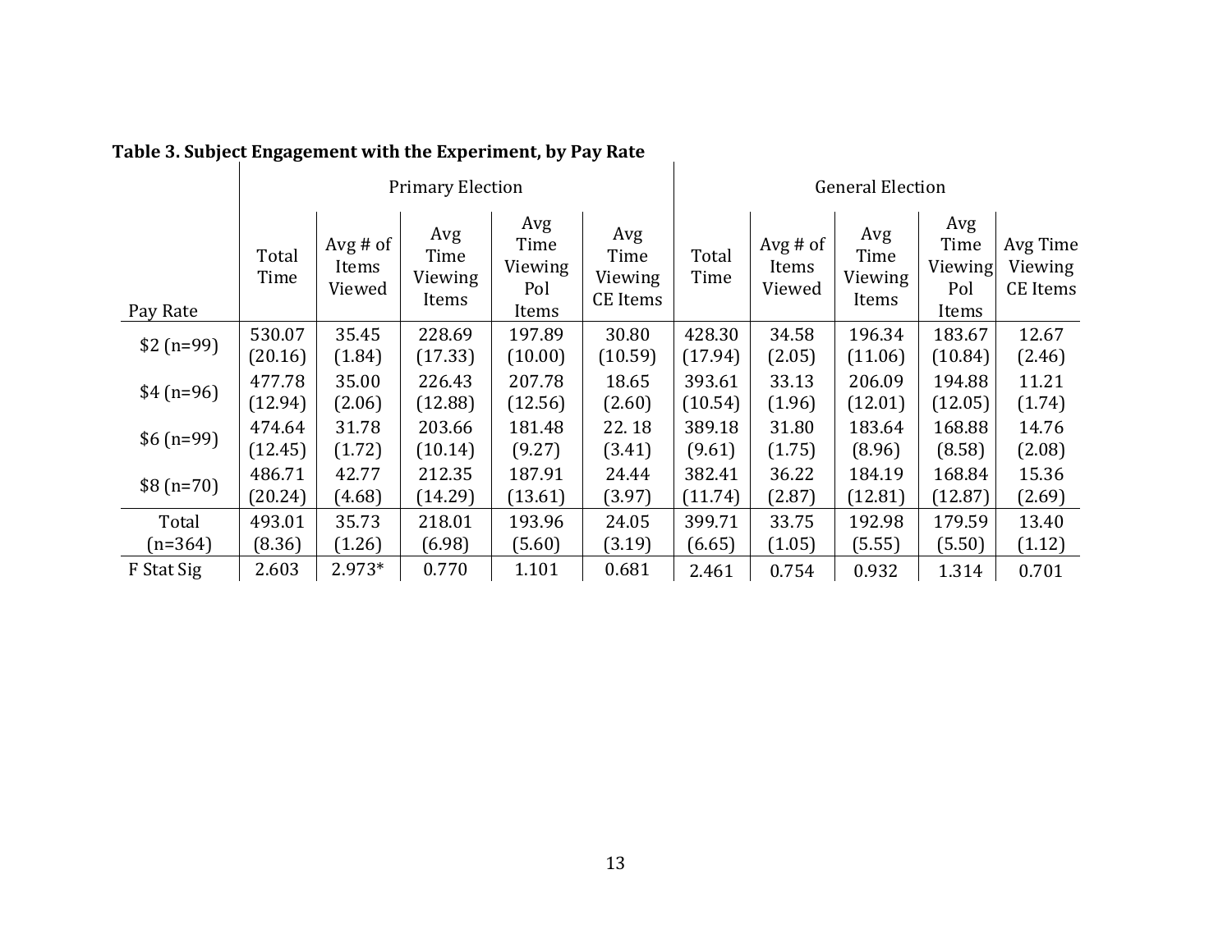**Table 3. Subject Engagement with the Experiment, by Pay Rate**

| | Primary Election | | | | | General Election | | | | |
|---|---|---|---|---|---|---|---|---|---|---|
| Pay Rate | Total Time | Avg # of Items Viewed | Avg Time Viewing Items | Avg Time Viewing Pol Items | Avg Time Viewing CE Items | Total Time | Avg # of Items Viewed | Avg Time Viewing Items | Avg Time Viewing Pol Items | Avg Time Viewing CE Items |
| $2 (n=99) | 530.07 (20.16) | 35.45 (1.84) | 228.69 (17.33) | 197.89 (10.00) | 30.80 (10.59) | 428.30 (17.94) | 34.58 (2.05) | 196.34 (11.06) | 183.67 (10.84) | 12.67 (2.46) |
| $4 (n=96) | 477.78 (12.94) | 35.00 (2.06) | 226.43 (12.88) | 207.78 (12.56) | 18.65 (2.60) | 393.61 (10.54) | 33.13 (1.96) | 206.09 (12.01) | 194.88 (12.05) | 11.21 (1.74) |
| $6 (n=99) | 474.64 (12.45) | 31.78 (1.72) | 203.66 (10.14) | 181.48 (9.27) | 22. 18 (3.41) | 389.18 (9.61) | 31.80 (1.75) | 183.64 (8.96) | 168.88 (8.58) | 14.76 (2.08) |
| $8 (n=70) | 486.71 (20.24) | 42.77 (4.68) | 212.35 (14.29) | 187.91 (13.61) | 24.44 (3.97) | 382.41 (11.74) | 36.22 (2.87) | 184.19 (12.81) | 168.84 (12.87) | 15.36 (2.69) |
| Total (n=364) | 493.01 (8.36) | 35.73 (1.26) | 218.01 (6.98) | 193.96 (5.60) | 24.05 (3.19) | 399.71 (6.65) | 33.75 (1.05) | 192.98 (5.55) | 179.59 (5.50) | 13.40 (1.12) |
| F Stat Sig | 2.603 | 2.973* | 0.770 | 1.101 | 0.681 | 2.461 | 0.754 | 0.932 | 1.314 | 0.701 |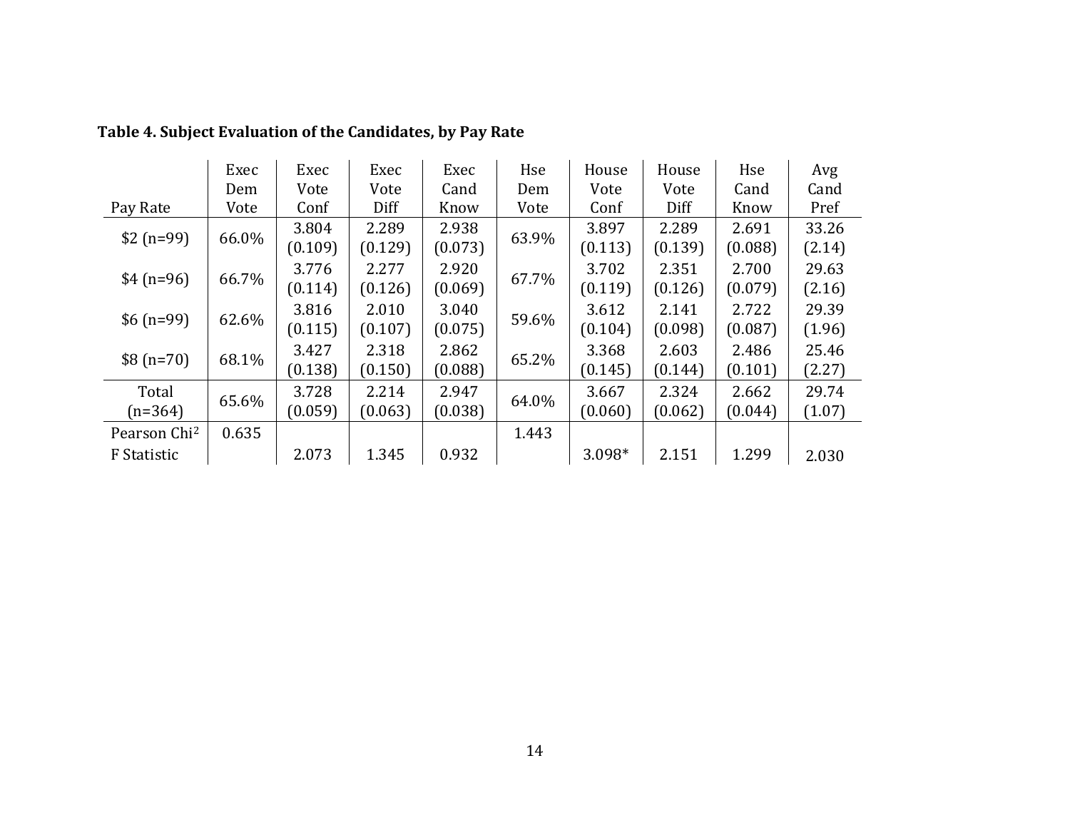**Table 4. Subject Evaluation of the Candidates, by Pay Rate**

| Pay Rate | Exec Dem Vote | Exec Vote Conf | Exec Vote Diff | Exec Cand Know | Hse Dem Vote | House Vote Conf | House Vote Diff | Hse Cand Know | Avg Cand Pref |
|---|---|---|---|---|---|---|---|---|---|
| $2 (n=99) | 66.0% | 3.804 (0.109) | 2.289 (0.129) | 2.938 (0.073) | 63.9% | 3.897 (0.113) | 2.289 (0.139) | 2.691 (0.088) | 33.26 (2.14) |
| $4 (n=96) | 66.7% | 3.776 (0.114) | 2.277 (0.126) | 2.920 (0.069) | 67.7% | 3.702 (0.119) | 2.351 (0.126) | 2.700 (0.079) | 29.63 (2.16) |
| $6 (n=99) | 62.6% | 3.816 (0.115) | 2.010 (0.107) | 3.040 (0.075) | 59.6% | 3.612 (0.104) | 2.141 (0.098) | 2.722 (0.087) | 29.39 (1.96) |
| $8 (n=70) | 68.1% | 3.427 (0.138) | 2.318 (0.150) | 2.862 (0.088) | 65.2% | 3.368 (0.145) | 2.603 (0.144) | 2.486 (0.101) | 25.46 (2.27) |
| Total (n=364) | 65.6% | 3.728 (0.059) | 2.214 (0.063) | 2.947 (0.038) | 64.0% | 3.667 (0.060) | 2.324 (0.062) | 2.662 (0.044) | 29.74 (1.07) |
| Pearson $Chi^2$ | 0.635 | | | | 1.443 | | | | |
| F Statistic | | 2.073 | 1.345 | 0.932 | | 3.098* | 2.151 | 1.299 | 2.030 |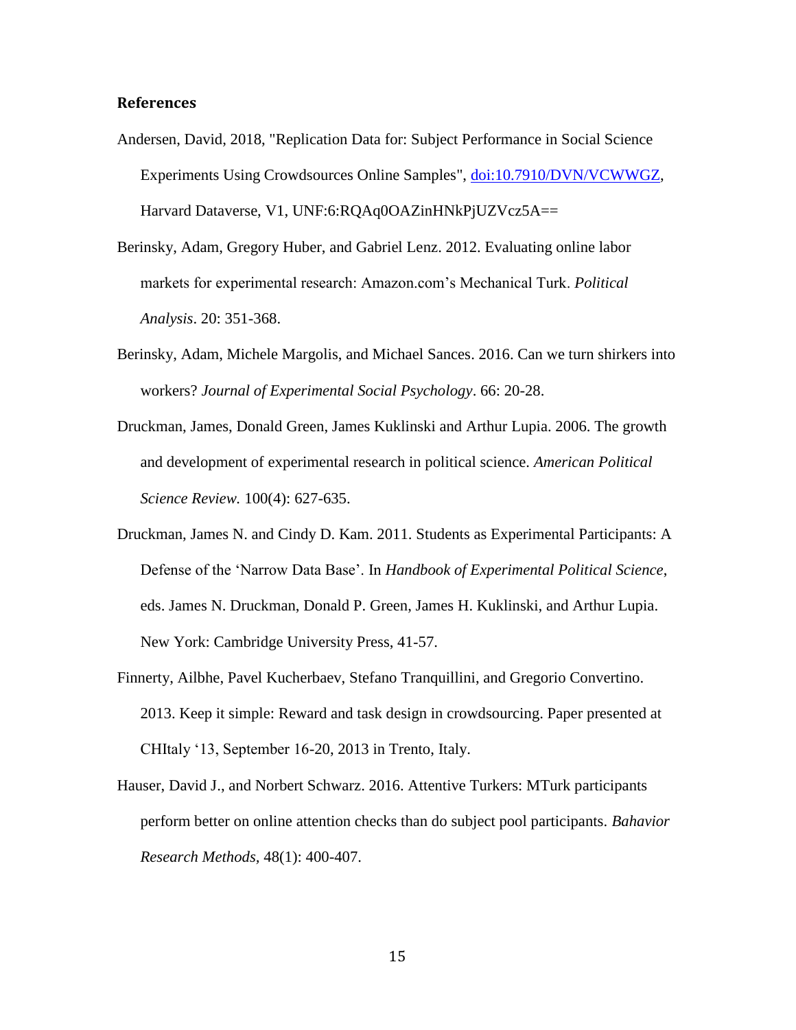**References**

Andersen, David, 2018, "Replication Data for: Subject Performance in Social Science Experiments Using Crowdsources Online Samples", doi:10.7910/DVN/VCWWGZ, Harvard Dataverse, V1, UNF:6:RQAq0OAZinHNkPjUZVcz5A==

Berinsky, Adam, Gregory Huber, and Gabriel Lenz. 2012. Evaluating online labor markets for experimental research: Amazon.com's Mechanical Turk. *Political Analysis*. 20: 351-368.

Berinsky, Adam, Michele Margolis, and Michael Sances. 2016. Can we turn shirkers into workers? *Journal of Experimental Social Psychology*. 66: 20-28.

Druckman, James, Donald Green, James Kuklinski and Arthur Lupia. 2006. The growth and development of experimental research in political science. *American Political Science Review.* 100(4): 627-635.

Druckman, James N. and Cindy D. Kam. 2011. Students as Experimental Participants: A Defense of the 'Narrow Data Base'. In *Handbook of Experimental Political Science*, eds. James N. Druckman, Donald P. Green, James H. Kuklinski, and Arthur Lupia. New York: Cambridge University Press, 41-57.

Finnerty, Ailbhe, Pavel Kucherbaev, Stefano Tranquillini, and Gregorio Convertino. 2013. Keep it simple: Reward and task design in crowdsourcing. Paper presented at CHItaly '13, September 16-20, 2013 in Trento, Italy.

Hauser, David J., and Norbert Schwarz. 2016. Attentive Turkers: MTurk participants perform better on online attention checks than do subject pool participants. *Bahavior Research Methods,* 48(1): 400-407.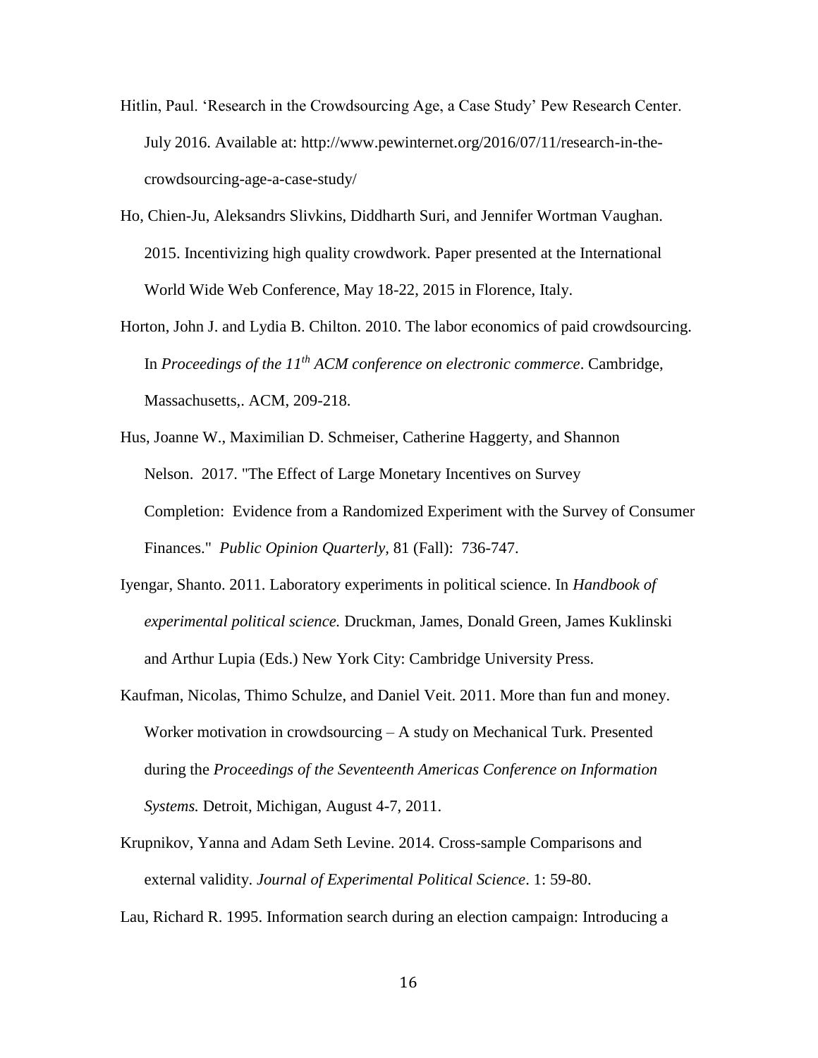Hitlin, Paul. 'Research in the Crowdsourcing Age, a Case Study' Pew Research Center. July 2016. Available at: http://www.pewinternet.org/2016/07/11/research-in-the-crowdsourcing-age-a-case-study/

Ho, Chien-Ju, Aleksandrs Slivkins, Diddharth Suri, and Jennifer Wortman Vaughan. 2015. Incentivizing high quality crowdwork. Paper presented at the International World Wide Web Conference, May 18-22, 2015 in Florence, Italy.

Horton, John J. and Lydia B. Chilton. 2010. The labor economics of paid crowdsourcing. In *Proceedings of the 11th ACM conference on electronic commerce*. Cambridge, Massachusetts,. ACM, 209-218.

Hus, Joanne W., Maximilian D. Schmeiser, Catherine Haggerty, and Shannon Nelson. 2017. "The Effect of Large Monetary Incentives on Survey Completion: Evidence from a Randomized Experiment with the Survey of Consumer Finances." *Public Opinion Quarterly,* 81 (Fall): 736-747.

Iyengar, Shanto. 2011. Laboratory experiments in political science. In *Handbook of experimental political science.* Druckman, James, Donald Green, James Kuklinski and Arthur Lupia (Eds.) New York City: Cambridge University Press.

Kaufman, Nicolas, Thimo Schulze, and Daniel Veit. 2011. More than fun and money. Worker motivation in crowdsourcing – A study on Mechanical Turk. Presented during the *Proceedings of the Seventeenth Americas Conference on Information Systems.* Detroit, Michigan, August 4-7, 2011.

Krupnikov, Yanna and Adam Seth Levine. 2014. Cross-sample Comparisons and external validity. *Journal of Experimental Political Science*. 1: 59-80.

Lau, Richard R. 1995. Information search during an election campaign: Introducing a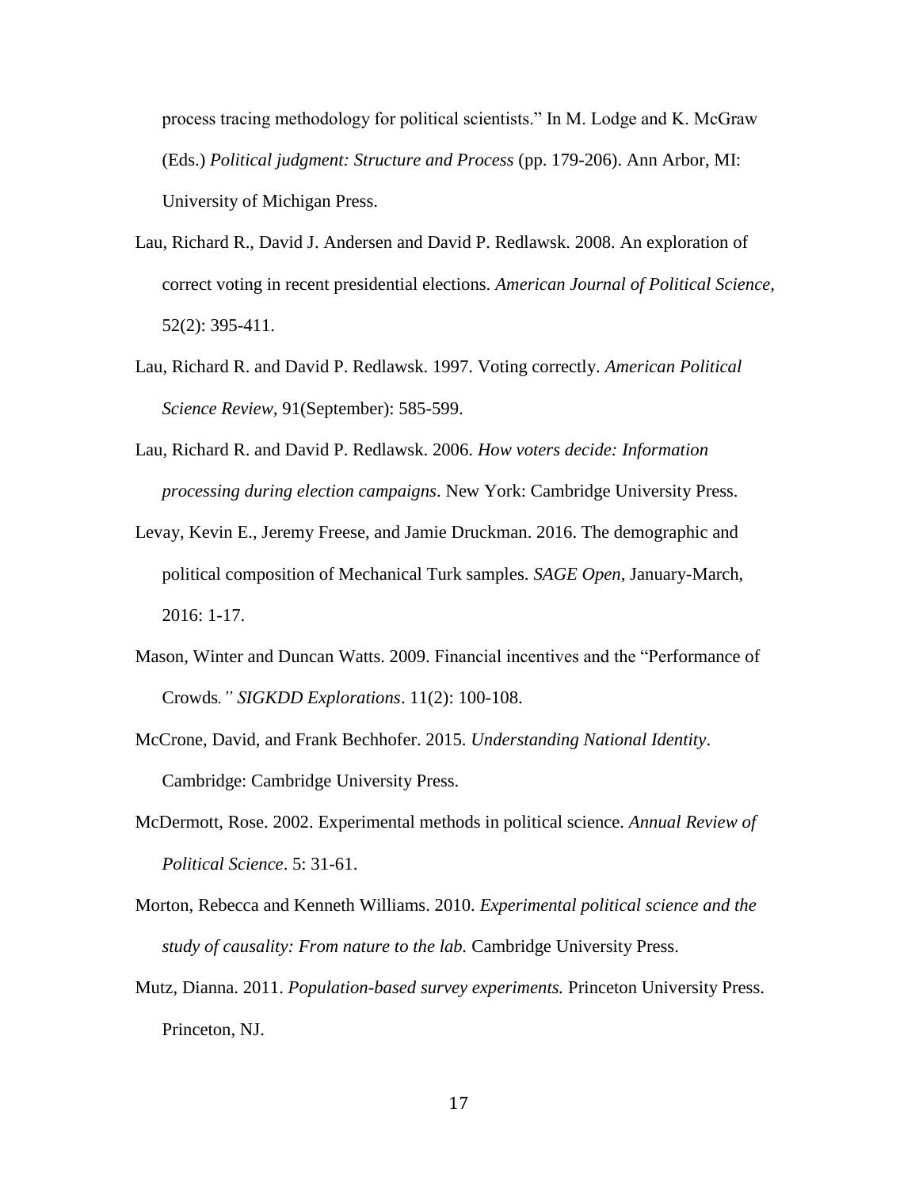process tracing methodology for political scientists." In M. Lodge and K. McGraw (Eds.) *Political judgment: Structure and Process* (pp. 179-206). Ann Arbor, MI: University of Michigan Press.

Lau, Richard R., David J. Andersen and David P. Redlawsk. 2008. An exploration of correct voting in recent presidential elections. *American Journal of Political Science,* 52(2): 395-411.

Lau, Richard R. and David P. Redlawsk. 1997. Voting correctly. *American Political Science Review,* 91(September): 585-599.

Lau, Richard R. and David P. Redlawsk. 2006. *How voters decide: Information processing during election campaigns*. New York: Cambridge University Press.

Levay, Kevin E., Jeremy Freese, and Jamie Druckman. 2016. The demographic and political composition of Mechanical Turk samples. *SAGE Open*, January-March, 2016: 1-17.

Mason, Winter and Duncan Watts. 2009. Financial incentives and the "Performance of Crowds*." SIGKDD Explorations*. 11(2): 100-108.

McCrone, David, and Frank Bechhofer. 2015. *Understanding National Identity*. Cambridge: Cambridge University Press.

McDermott, Rose. 2002. Experimental methods in political science. *Annual Review of Political Science*. 5: 31-61.

Morton, Rebecca and Kenneth Williams. 2010. *Experimental political science and the study of causality: From nature to the lab.* Cambridge University Press.

Mutz, Dianna. 2011. *Population-based survey experiments.* Princeton University Press. Princeton, NJ.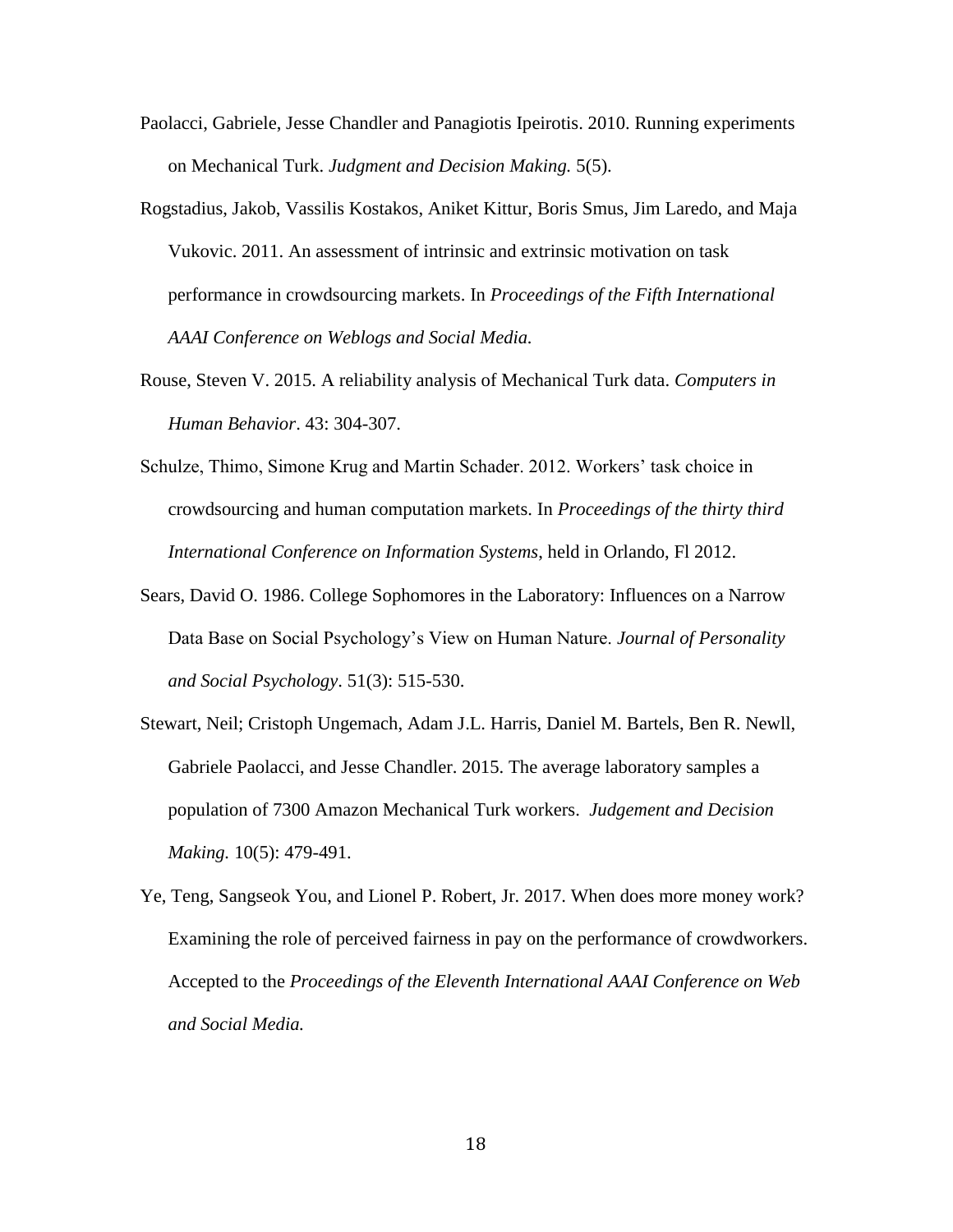Paolacci, Gabriele, Jesse Chandler and Panagiotis Ipeirotis. 2010. Running experiments on Mechanical Turk. *Judgment and Decision Making.* 5(5).

Rogstadius, Jakob, Vassilis Kostakos, Aniket Kittur, Boris Smus, Jim Laredo, and Maja Vukovic. 2011. An assessment of intrinsic and extrinsic motivation on task performance in crowdsourcing markets. In *Proceedings of the Fifth International AAAI Conference on Weblogs and Social Media.*

Rouse, Steven V. 2015. A reliability analysis of Mechanical Turk data. *Computers in Human Behavior*. 43: 304-307.

Schulze, Thimo, Simone Krug and Martin Schader. 2012. Workers' task choice in crowdsourcing and human computation markets. In *Proceedings of the thirty third International Conference on Information Systems*, held in Orlando, Fl 2012.

Sears, David O. 1986. College Sophomores in the Laboratory: Influences on a Narrow Data Base on Social Psychology's View on Human Nature. *Journal of Personality and Social Psychology*. 51(3): 515-530.

Stewart, Neil; Cristoph Ungemach, Adam J.L. Harris, Daniel M. Bartels, Ben R. Newll, Gabriele Paolacci, and Jesse Chandler. 2015. The average laboratory samples a population of 7300 Amazon Mechanical Turk workers. *Judgement and Decision Making.* 10(5): 479-491.

Ye, Teng, Sangseok You, and Lionel P. Robert, Jr. 2017. When does more money work? Examining the role of perceived fairness in pay on the performance of crowdworkers. Accepted to the *Proceedings of the Eleventh International AAAI Conference on Web and Social Media.*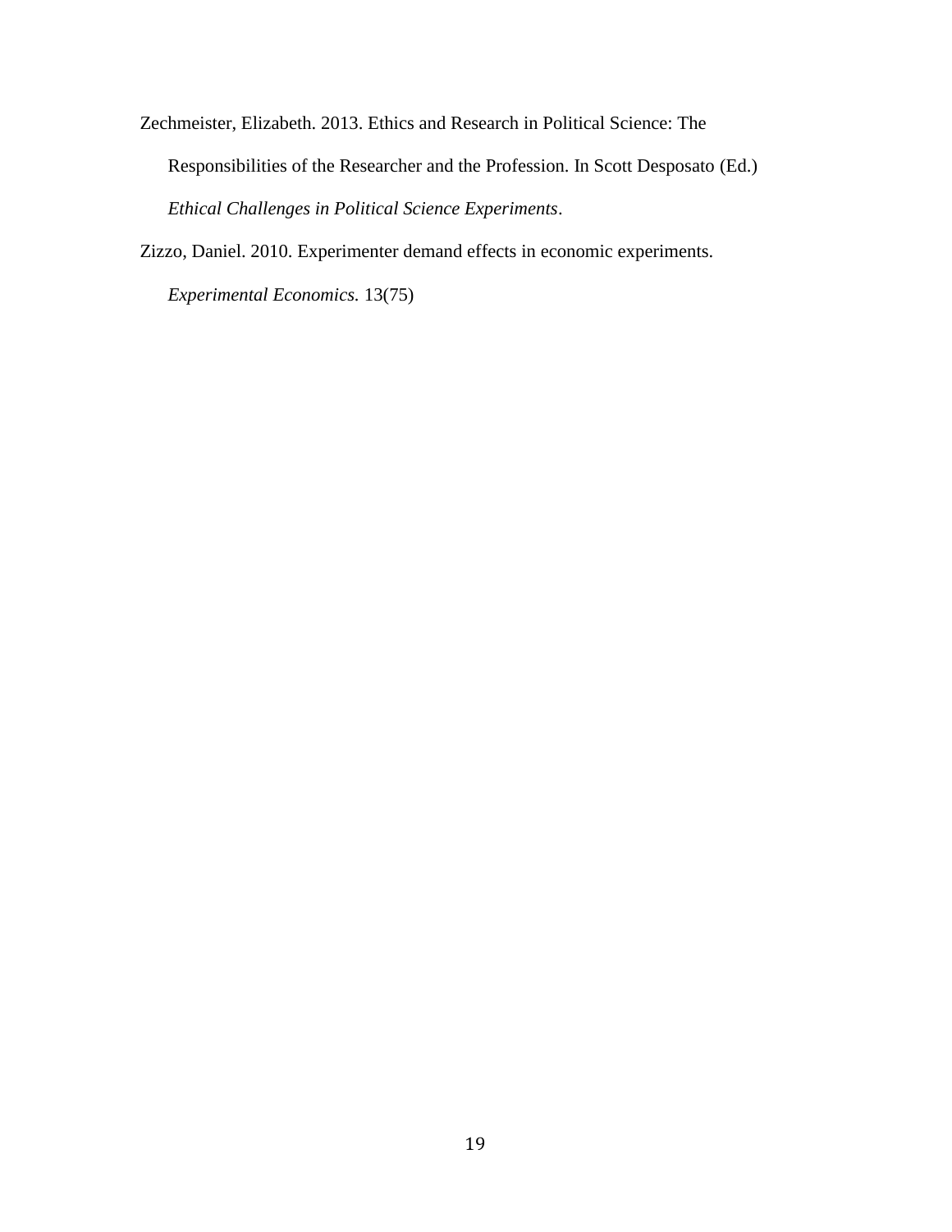Zechmeister, Elizabeth. 2013. Ethics and Research in Political Science: The Responsibilities of the Researcher and the Profession. In Scott Desposato (Ed.) *Ethical Challenges in Political Science Experiments*.

Zizzo, Daniel. 2010. Experimenter demand effects in economic experiments. *Experimental Economics.* 13(75)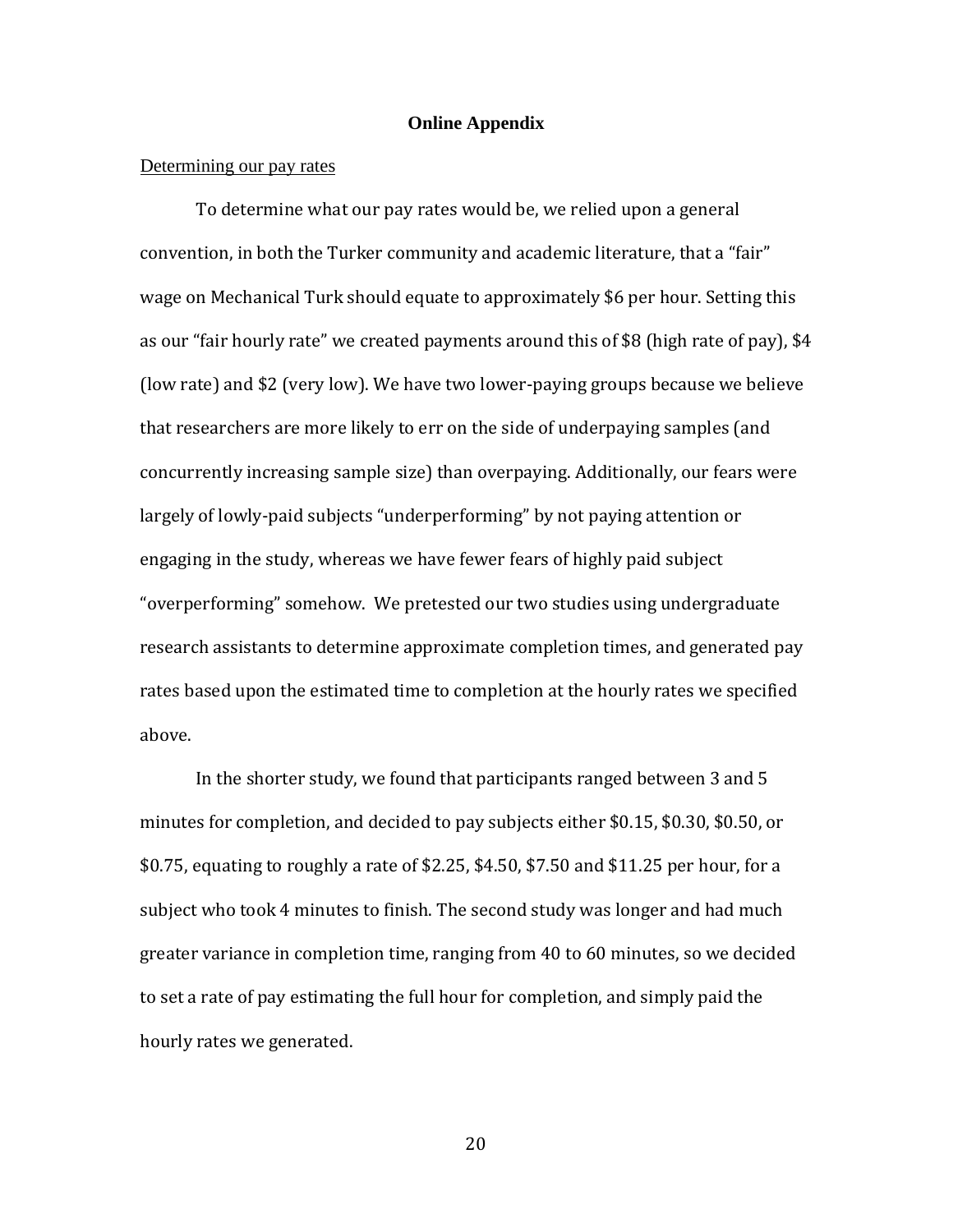# Online Appendix

Determining our pay rates

To determine what our pay rates would be, we relied upon a general convention, in both the Turker community and academic literature, that a "fair" wage on Mechanical Turk should equate to approximately $6 per hour. Setting this as our "fair hourly rate" we created payments around this of $8 (high rate of pay), $4 (low rate) and $2 (very low). We have two lower-paying groups because we believe that researchers are more likely to err on the side of underpaying samples (and concurrently increasing sample size) than overpaying. Additionally, our fears were largely of lowly-paid subjects "underperforming" by not paying attention or engaging in the study, whereas we have fewer fears of highly paid subject "overperforming" somehow. We pretested our two studies using undergraduate research assistants to determine approximate completion times, and generated pay rates based upon the estimated time to completion at the hourly rates we specified above.

In the shorter study, we found that participants ranged between 3 and 5 minutes for completion, and decided to pay subjects either $0.15, $0.30, $0.50, or $0.75, equating to roughly a rate of $2.25, $4.50, $7.50 and $11.25 per hour, for a subject who took 4 minutes to finish. The second study was longer and had much greater variance in completion time, ranging from 40 to 60 minutes, so we decided to set a rate of pay estimating the full hour for completion, and simply paid the hourly rates we generated.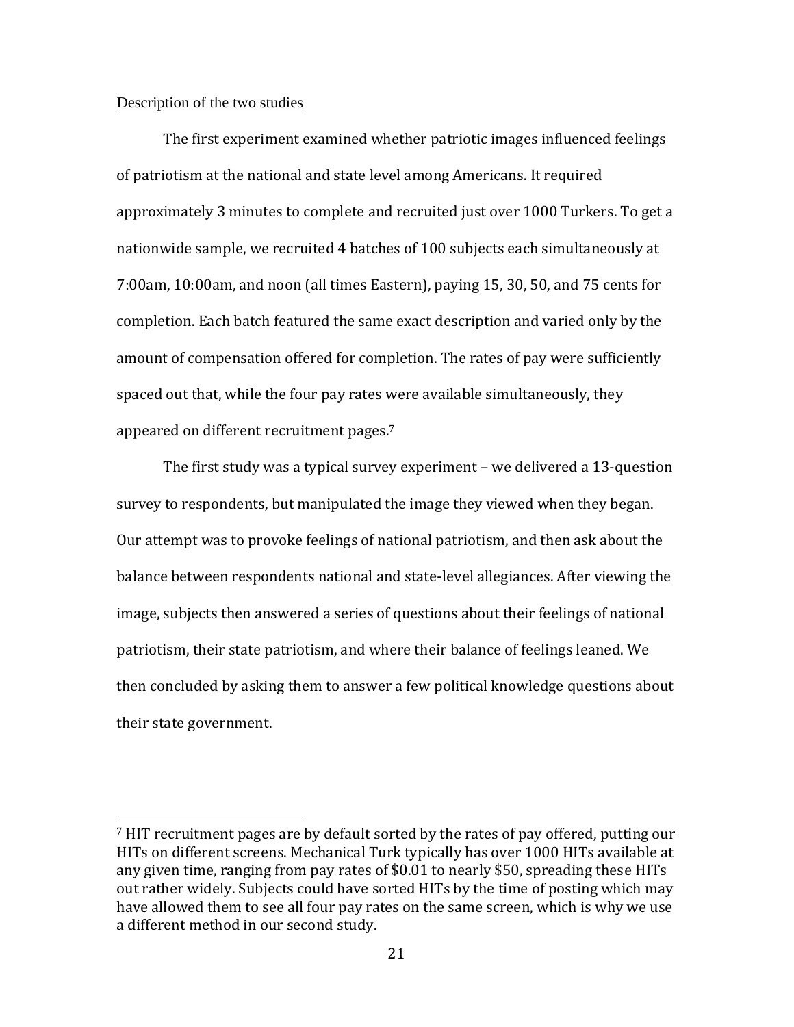Description of the two studies

The first experiment examined whether patriotic images influenced feelings of patriotism at the national and state level among Americans. It required approximately 3 minutes to complete and recruited just over 1000 Turkers. To get a nationwide sample, we recruited 4 batches of 100 subjects each simultaneously at 7:00am, 10:00am, and noon (all times Eastern), paying 15, 30, 50, and 75 cents for completion. Each batch featured the same exact description and varied only by the amount of compensation offered for completion. The rates of pay were sufficiently spaced out that, while the four pay rates were available simultaneously, they appeared on different recruitment pages.[7]

The first study was a typical survey experiment – we delivered a 13-question survey to respondents, but manipulated the image they viewed when they began. Our attempt was to provoke feelings of national patriotism, and then ask about the balance between respondents national and state-level allegiances. After viewing the image, subjects then answered a series of questions about their feelings of national patriotism, their state patriotism, and where their balance of feelings leaned. We then concluded by asking them to answer a few political knowledge questions about their state government.

---

[7] HIT recruitment pages are by default sorted by the rates of pay offered, putting our HITs on different screens. Mechanical Turk typically has over 1000 HITs available at any given time, ranging from pay rates of $0.01 to nearly $50, spreading these HITs out rather widely. Subjects could have sorted HITs by the time of posting which may have allowed them to see all four pay rates on the same screen, which is why we use a different method in our second study.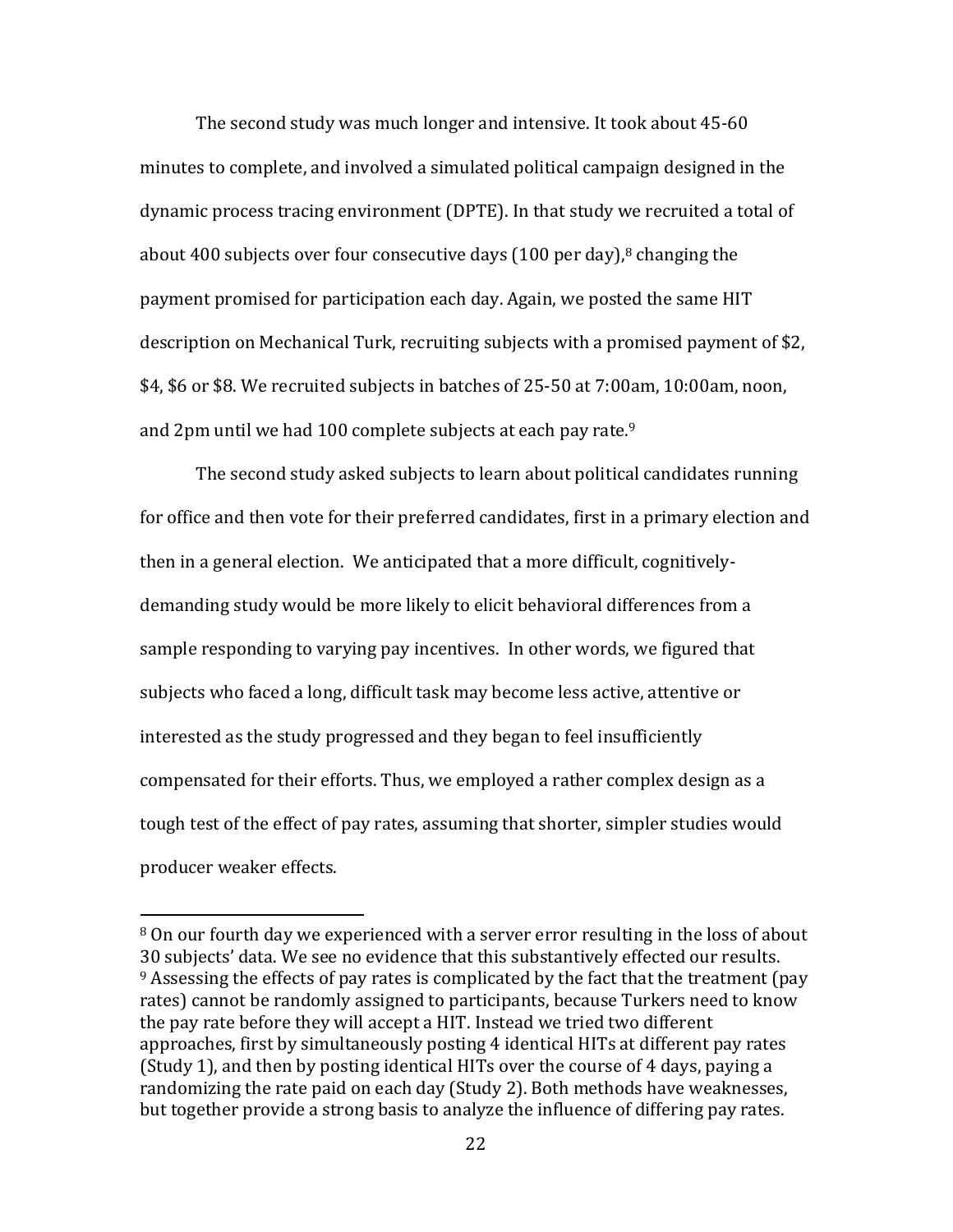The second study was much longer and intensive. It took about 45-60 minutes to complete, and involved a simulated political campaign designed in the dynamic process tracing environment (DPTE). In that study we recruited a total of about 400 subjects over four consecutive days (100 per day),[8] changing the payment promised for participation each day. Again, we posted the same HIT description on Mechanical Turk, recruiting subjects with a promised payment of $2, $4, $6 or $8. We recruited subjects in batches of 25-50 at 7:00am, 10:00am, noon, and 2pm until we had 100 complete subjects at each pay rate.[9]

The second study asked subjects to learn about political candidates running for office and then vote for their preferred candidates, first in a primary election and then in a general election. We anticipated that a more difficult, cognitively-demanding study would be more likely to elicit behavioral differences from a sample responding to varying pay incentives. In other words, we figured that subjects who faced a long, difficult task may become less active, attentive or interested as the study progressed and they began to feel insufficiently compensated for their efforts. Thus, we employed a rather complex design as a tough test of the effect of pay rates, assuming that shorter, simpler studies would producer weaker effects.

---

[8] On our fourth day we experienced with a server error resulting in the loss of about 30 subjects' data. We see no evidence that this substantively effected our results.

[9] Assessing the effects of pay rates is complicated by the fact that the treatment (pay rates) cannot be randomly assigned to participants, because Turkers need to know the pay rate before they will accept a HIT. Instead we tried two different approaches, first by simultaneously posting 4 identical HITs at different pay rates (Study 1), and then by posting identical HITs over the course of 4 days, paying a randomizing the rate paid on each day (Study 2). Both methods have weaknesses, but together provide a strong basis to analyze the influence of differing pay rates.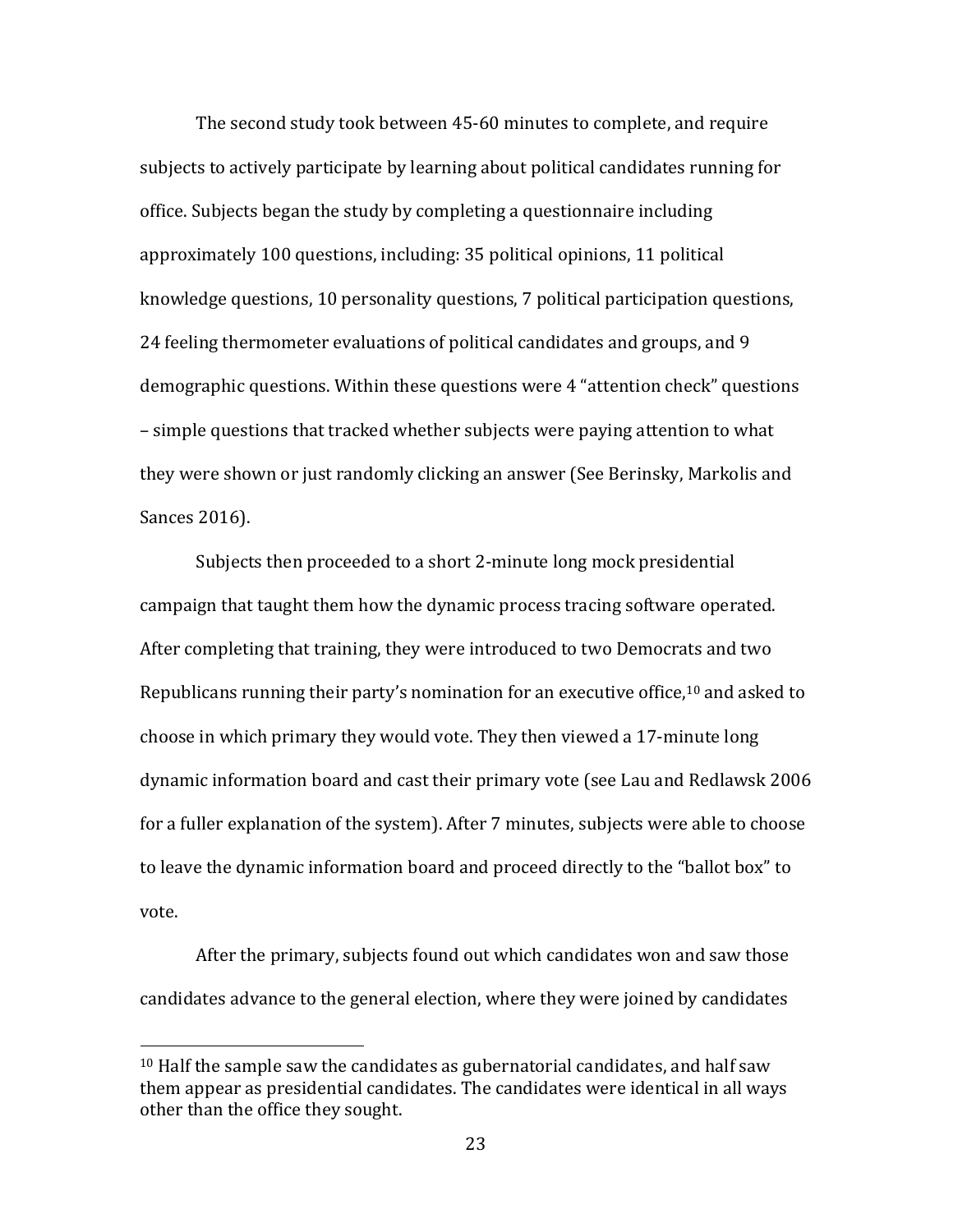The second study took between 45-60 minutes to complete, and require subjects to actively participate by learning about political candidates running for office. Subjects began the study by completing a questionnaire including approximately 100 questions, including: 35 political opinions, 11 political knowledge questions, 10 personality questions, 7 political participation questions, 24 feeling thermometer evaluations of political candidates and groups, and 9 demographic questions. Within these questions were 4 "attention check" questions – simple questions that tracked whether subjects were paying attention to what they were shown or just randomly clicking an answer (See Berinsky, Markolis and Sances 2016).

Subjects then proceeded to a short 2-minute long mock presidential campaign that taught them how the dynamic process tracing software operated. After completing that training, they were introduced to two Democrats and two Republicans running their party's nomination for an executive office,[10] and asked to choose in which primary they would vote. They then viewed a 17-minute long dynamic information board and cast their primary vote (see Lau and Redlawsk 2006 for a fuller explanation of the system). After 7 minutes, subjects were able to choose to leave the dynamic information board and proceed directly to the "ballot box" to vote.

After the primary, subjects found out which candidates won and saw those candidates advance to the general election, where they were joined by candidates

[10] Half the sample saw the candidates as gubernatorial candidates, and half saw them appear as presidential candidates. The candidates were identical in all ways other than the office they sought.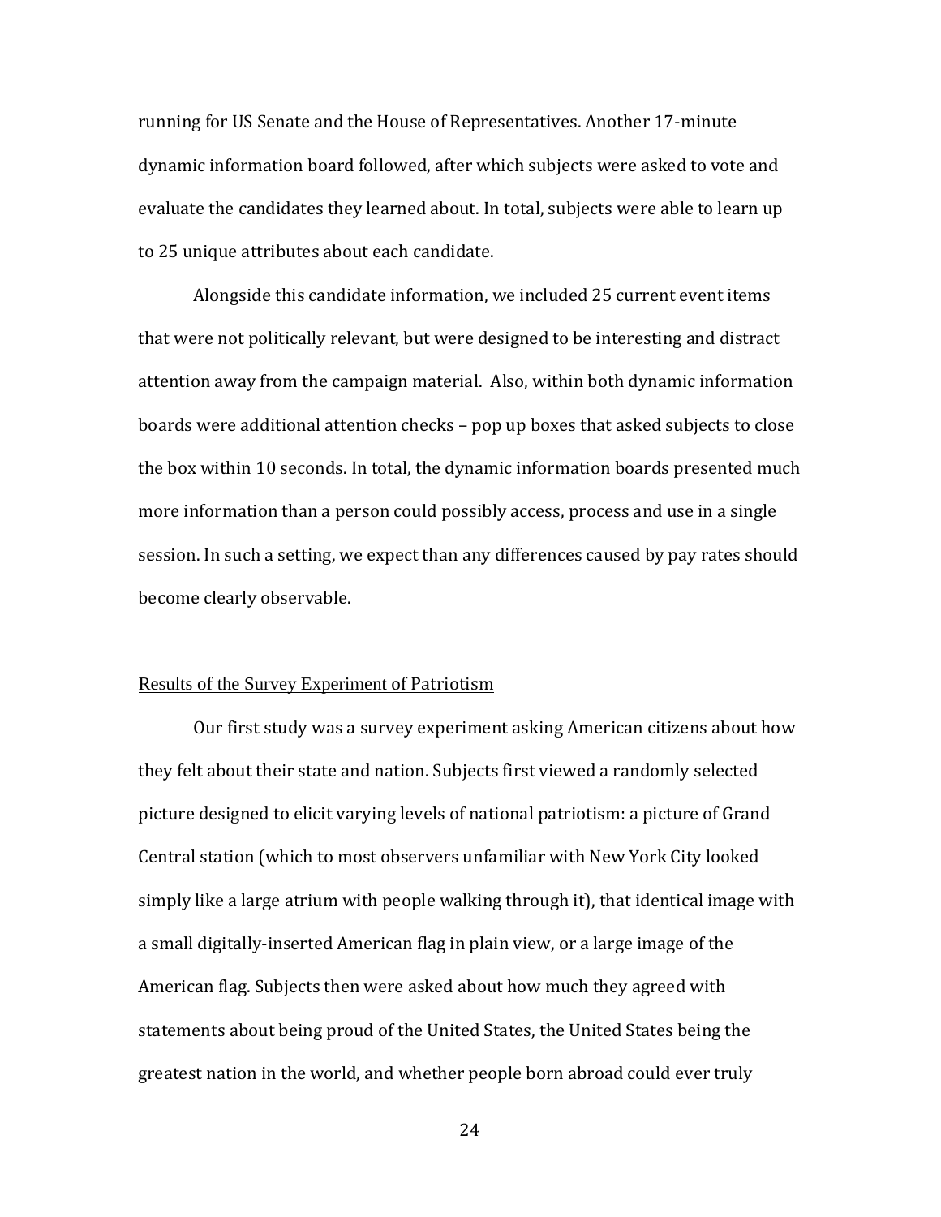running for US Senate and the House of Representatives. Another 17-minute dynamic information board followed, after which subjects were asked to vote and evaluate the candidates they learned about. In total, subjects were able to learn up to 25 unique attributes about each candidate.

Alongside this candidate information, we included 25 current event items that were not politically relevant, but were designed to be interesting and distract attention away from the campaign material. Also, within both dynamic information boards were additional attention checks – pop up boxes that asked subjects to close the box within 10 seconds. In total, the dynamic information boards presented much more information than a person could possibly access, process and use in a single session. In such a setting, we expect than any differences caused by pay rates should become clearly observable.

## Results of the Survey Experiment of Patriotism

Our first study was a survey experiment asking American citizens about how they felt about their state and nation. Subjects first viewed a randomly selected picture designed to elicit varying levels of national patriotism: a picture of Grand Central station (which to most observers unfamiliar with New York City looked simply like a large atrium with people walking through it), that identical image with a small digitally-inserted American flag in plain view, or a large image of the American flag. Subjects then were asked about how much they agreed with statements about being proud of the United States, the United States being the greatest nation in the world, and whether people born abroad could ever truly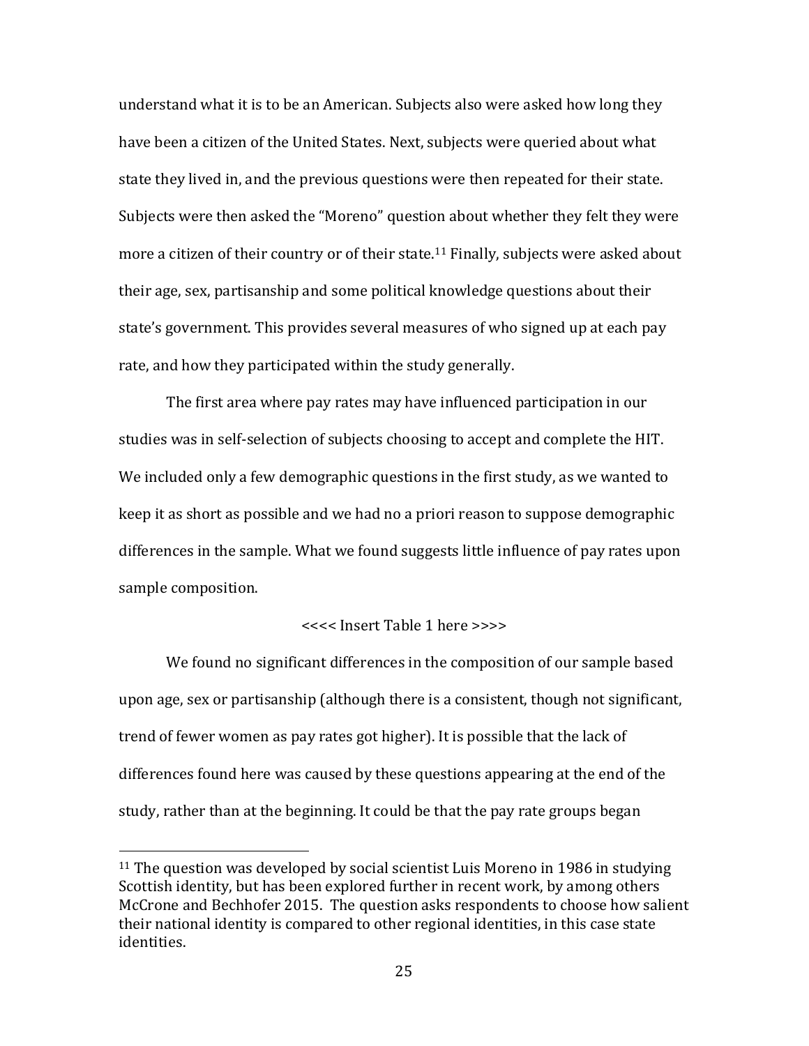understand what it is to be an American. Subjects also were asked how long they have been a citizen of the United States. Next, subjects were queried about what state they lived in, and the previous questions were then repeated for their state. Subjects were then asked the "Moreno" question about whether they felt they were more a citizen of their country or of their state.[11] Finally, subjects were asked about their age, sex, partisanship and some political knowledge questions about their state's government. This provides several measures of who signed up at each pay rate, and how they participated within the study generally.

The first area where pay rates may have influenced participation in our studies was in self-selection of subjects choosing to accept and complete the HIT. We included only a few demographic questions in the first study, as we wanted to keep it as short as possible and we had no a priori reason to suppose demographic differences in the sample. What we found suggests little influence of pay rates upon sample composition.

<<<< Insert Table 1 here >>>>

We found no significant differences in the composition of our sample based upon age, sex or partisanship (although there is a consistent, though not significant, trend of fewer women as pay rates got higher). It is possible that the lack of differences found here was caused by these questions appearing at the end of the study, rather than at the beginning. It could be that the pay rate groups began

[11] The question was developed by social scientist Luis Moreno in 1986 in studying Scottish identity, but has been explored further in recent work, by among others McCrone and Bechhofer 2015. The question asks respondents to choose how salient their national identity is compared to other regional identities, in this case state identities.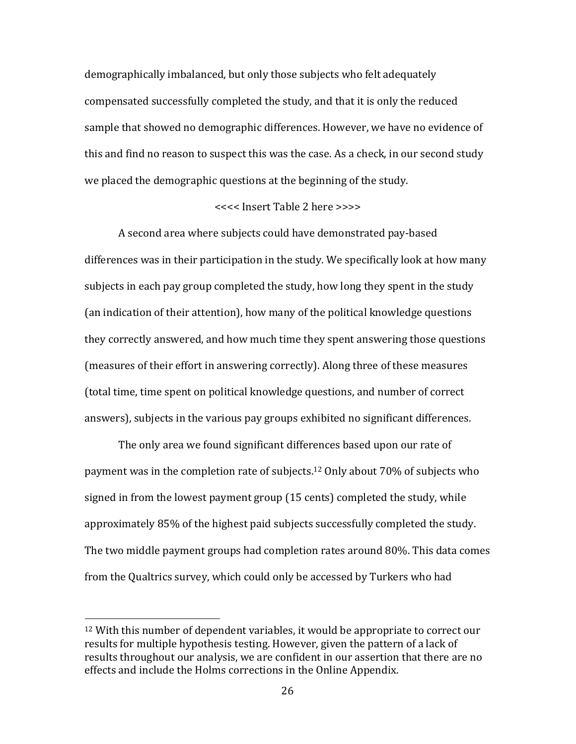demographically imbalanced, but only those subjects who felt adequately compensated successfully completed the study, and that it is only the reduced sample that showed no demographic differences. However, we have no evidence of this and find no reason to suspect this was the case. As a check, in our second study we placed the demographic questions at the beginning of the study.

<<<< Insert Table 2 here >>>>

A second area where subjects could have demonstrated pay-based differences was in their participation in the study. We specifically look at how many subjects in each pay group completed the study, how long they spent in the study (an indication of their attention), how many of the political knowledge questions they correctly answered, and how much time they spent answering those questions (measures of their effort in answering correctly). Along three of these measures (total time, time spent on political knowledge questions, and number of correct answers), subjects in the various pay groups exhibited no significant differences.

The only area we found significant differences based upon our rate of payment was in the completion rate of subjects.[12] Only about 70% of subjects who signed in from the lowest payment group (15 cents) completed the study, while approximately 85% of the highest paid subjects successfully completed the study. The two middle payment groups had completion rates around 80%. This data comes from the Qualtrics survey, which could only be accessed by Turkers who had

[12] With this number of dependent variables, it would be appropriate to correct our results for multiple hypothesis testing. However, given the pattern of a lack of results throughout our analysis, we are confident in our assertion that there are no effects and include the Holms corrections in the Online Appendix.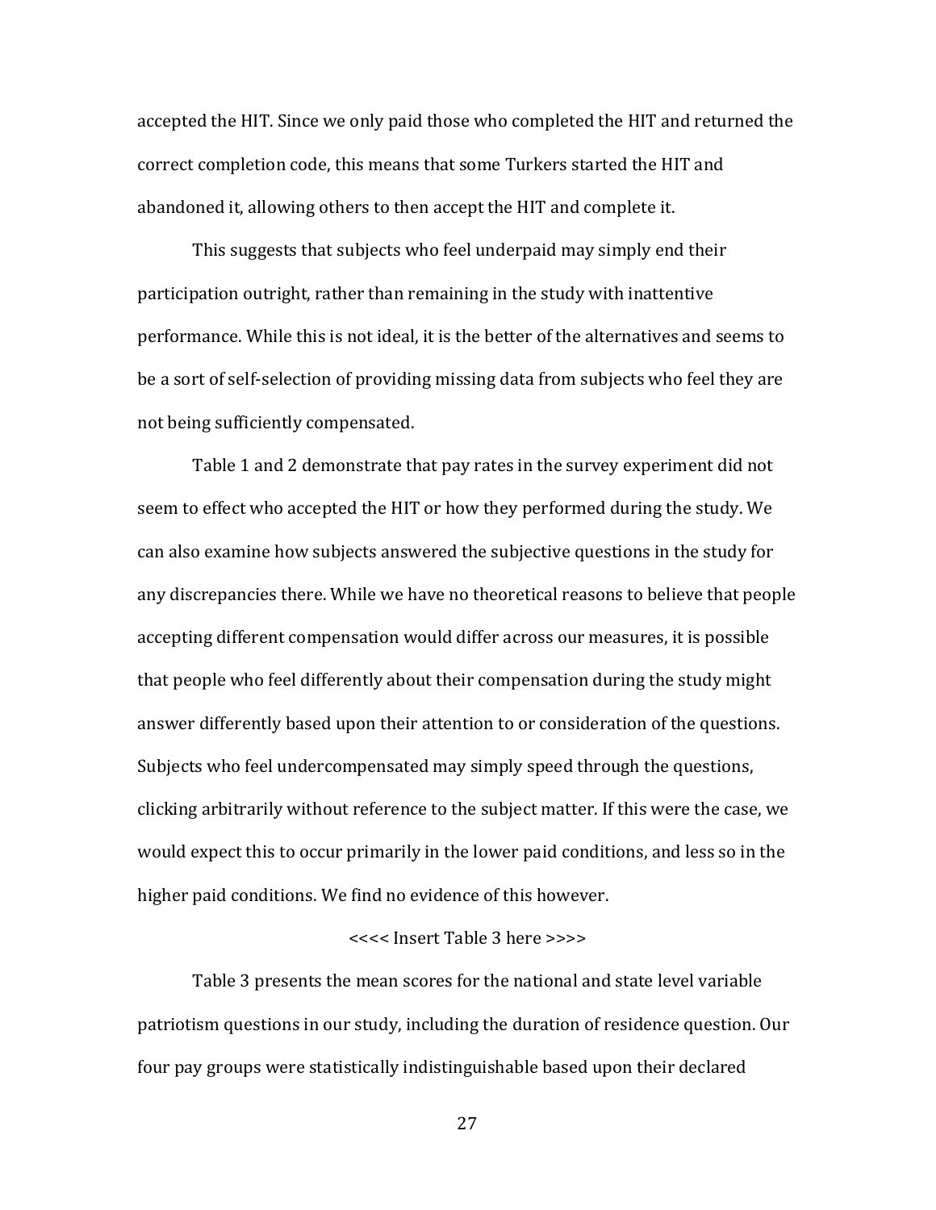accepted the HIT. Since we only paid those who completed the HIT and returned the correct completion code, this means that some Turkers started the HIT and abandoned it, allowing others to then accept the HIT and complete it.

This suggests that subjects who feel underpaid may simply end their participation outright, rather than remaining in the study with inattentive performance. While this is not ideal, it is the better of the alternatives and seems to be a sort of self-selection of providing missing data from subjects who feel they are not being sufficiently compensated.

Table 1 and 2 demonstrate that pay rates in the survey experiment did not seem to effect who accepted the HIT or how they performed during the study. We can also examine how subjects answered the subjective questions in the study for any discrepancies there. While we have no theoretical reasons to believe that people accepting different compensation would differ across our measures, it is possible that people who feel differently about their compensation during the study might answer differently based upon their attention to or consideration of the questions. Subjects who feel undercompensated may simply speed through the questions, clicking arbitrarily without reference to the subject matter. If this were the case, we would expect this to occur primarily in the lower paid conditions, and less so in the higher paid conditions. We find no evidence of this however.

<<<< Insert Table 3 here >>>>

Table 3 presents the mean scores for the national and state level variable patriotism questions in our study, including the duration of residence question. Our four pay groups were statistically indistinguishable based upon their declared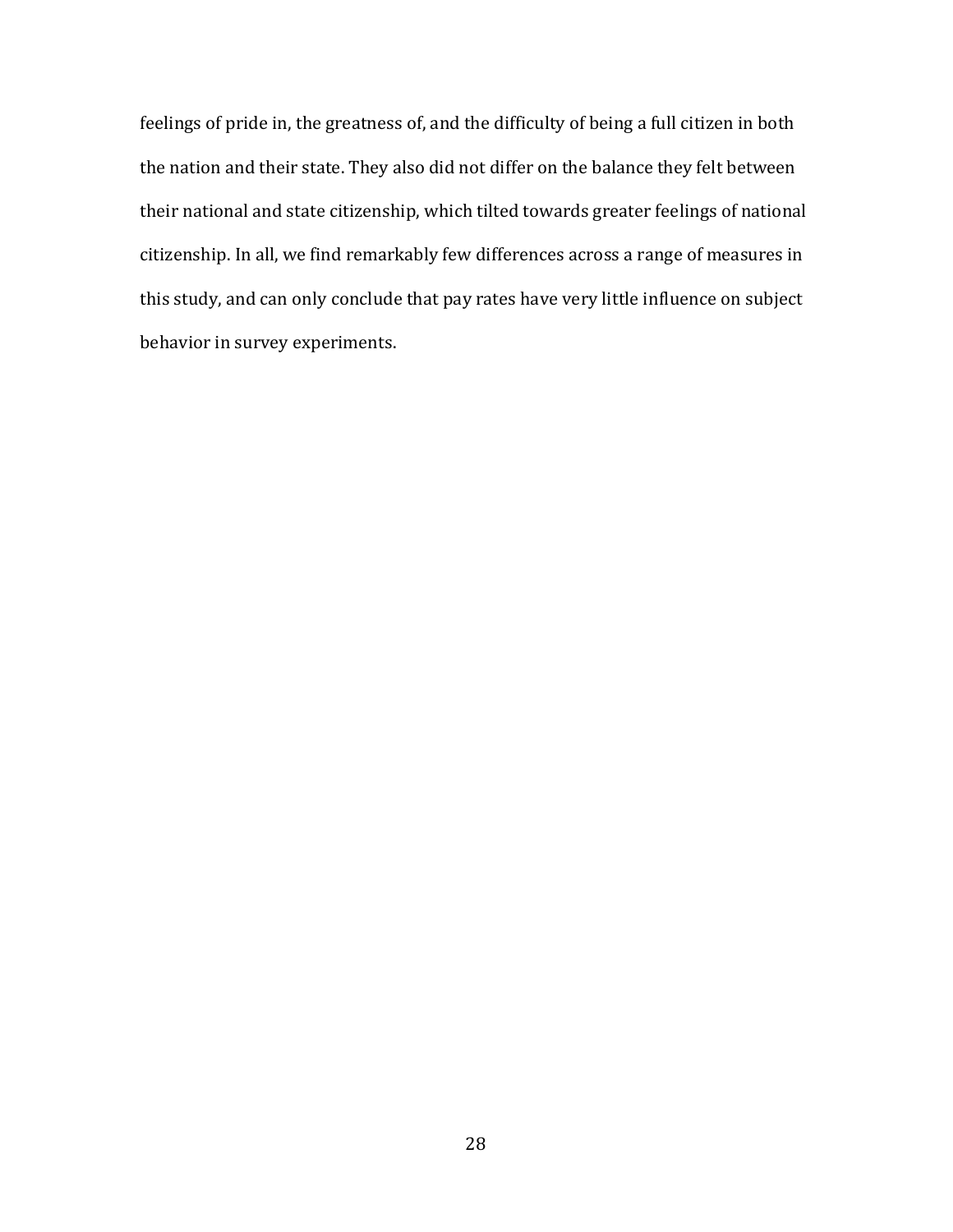feelings of pride in, the greatness of, and the difficulty of being a full citizen in both the nation and their state. They also did not differ on the balance they felt between their national and state citizenship, which tilted towards greater feelings of national citizenship. In all, we find remarkably few differences across a range of measures in this study, and can only conclude that pay rates have very little influence on subject behavior in survey experiments.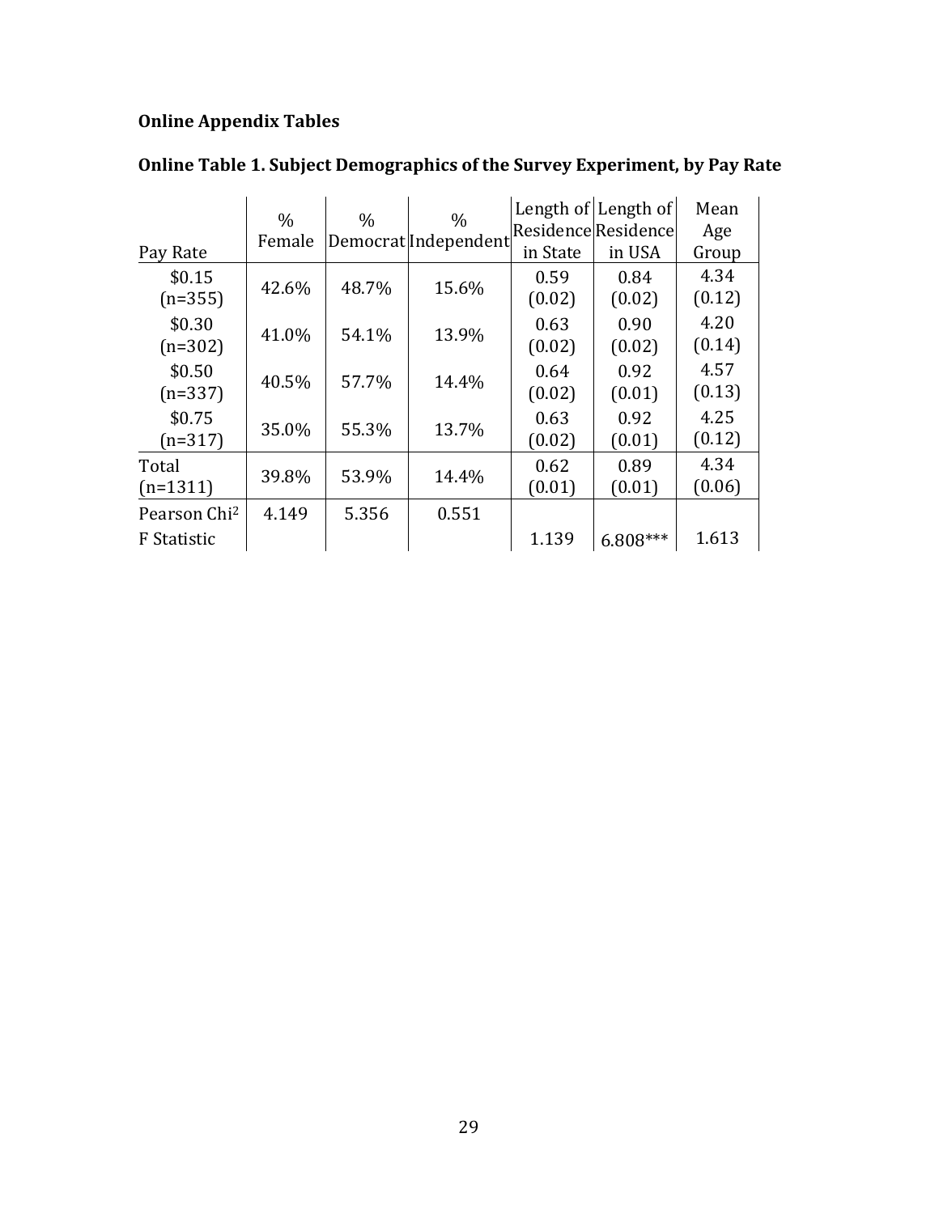**Online Appendix Tables**

**Online Table 1. Subject Demographics of the Survey Experiment, by Pay Rate**

| Pay Rate | % Female | % Democrat | % Independent | Length of Residence in State | Length of Residence in USA | Mean Age Group |
|---|---|---|---|---|---|---|
| $0.15 (n=355) | 42.6% | 48.7% | 15.6% | 0.59 (0.02) | 0.84 (0.02) | 4.34 (0.12) |
| $0.30 (n=302) | 41.0% | 54.1% | 13.9% | 0.63 (0.02) | 0.90 (0.02) | 4.20 (0.14) |
| $0.50 (n=337) | 40.5% | 57.7% | 14.4% | 0.64 (0.02) | 0.92 (0.01) | 4.57 (0.13) |
| $0.75 (n=317) | 35.0% | 55.3% | 13.7% | 0.63 (0.02) | 0.92 (0.01) | 4.25 (0.12) |
| Total (n=1311) | 39.8% | 53.9% | 14.4% | 0.62 (0.01) | 0.89 (0.01) | 4.34 (0.06) |
| Pearson Chi$^2$ | 4.149 | 5.356 | 0.551 | | | |
| F Statistic | | | | 1.139 | 6.808*** | 1.613 |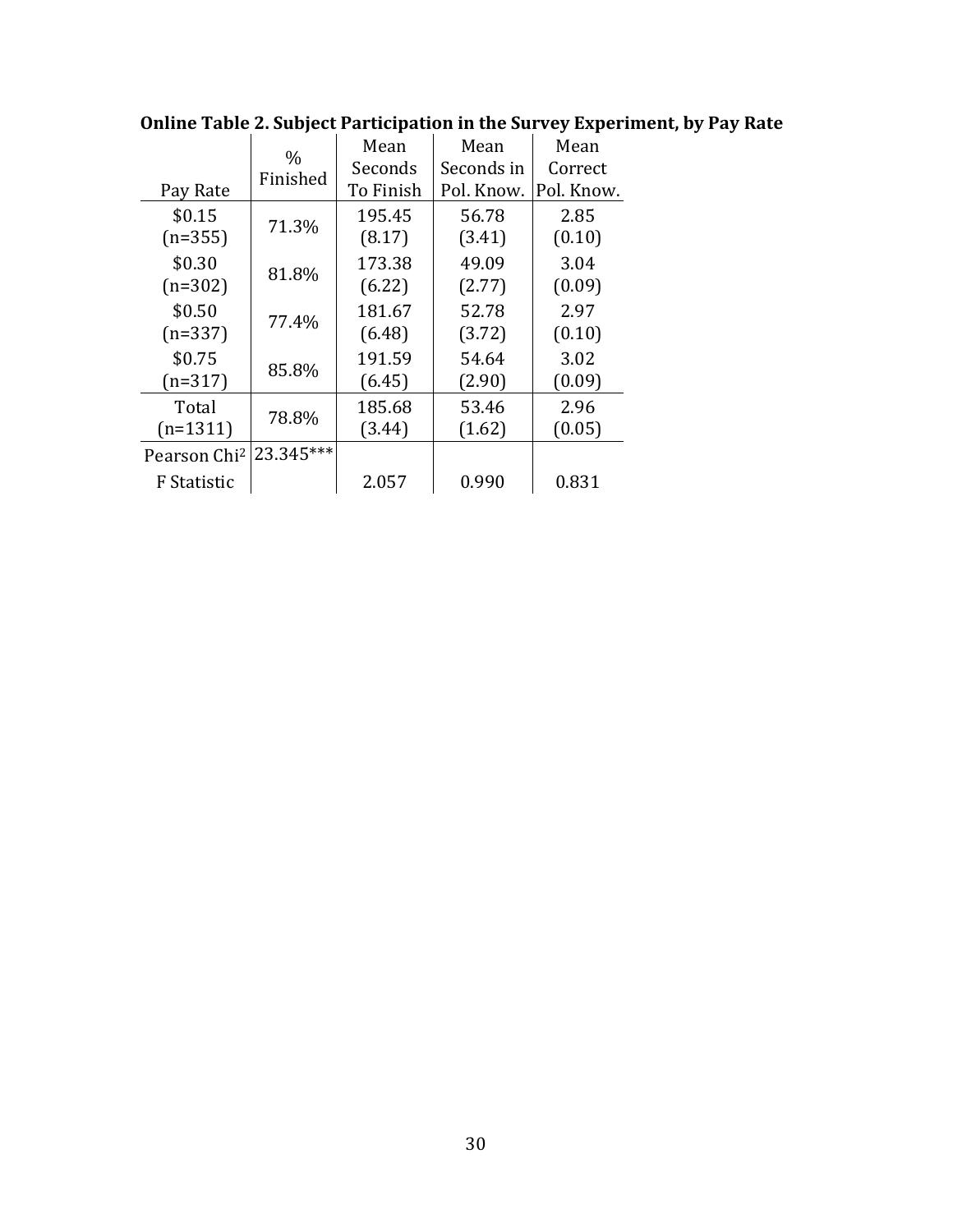**Online Table 2. Subject Participation in the Survey Experiment, by Pay Rate**

| Pay Rate | % Finished | Mean Seconds To Finish | Mean Seconds in Pol. Know. | Mean Correct Pol. Know. |
|---|---|---|---|---|
| \$0.15 (n=355) | 71.3% | 195.45 (8.17) | 56.78 (3.41) | 2.85 (0.10) |
| \$0.30 (n=302) | 81.8% | 173.38 (6.22) | 49.09 (2.77) | 3.04 (0.09) |
| \$0.50 (n=337) | 77.4% | 181.67 (6.48) | 52.78 (3.72) | 2.97 (0.10) |
| \$0.75 (n=317) | 85.8% | 191.59 (6.45) | 54.64 (2.90) | 3.02 (0.09) |
| Total (n=1311) | 78.8% | 185.68 (3.44) | 53.46 (1.62) | 2.96 (0.05) |
| Pearson $Chi^2$ | 23.345*** | | | |
| F Statistic | | 2.057 | 0.990 | 0.831 |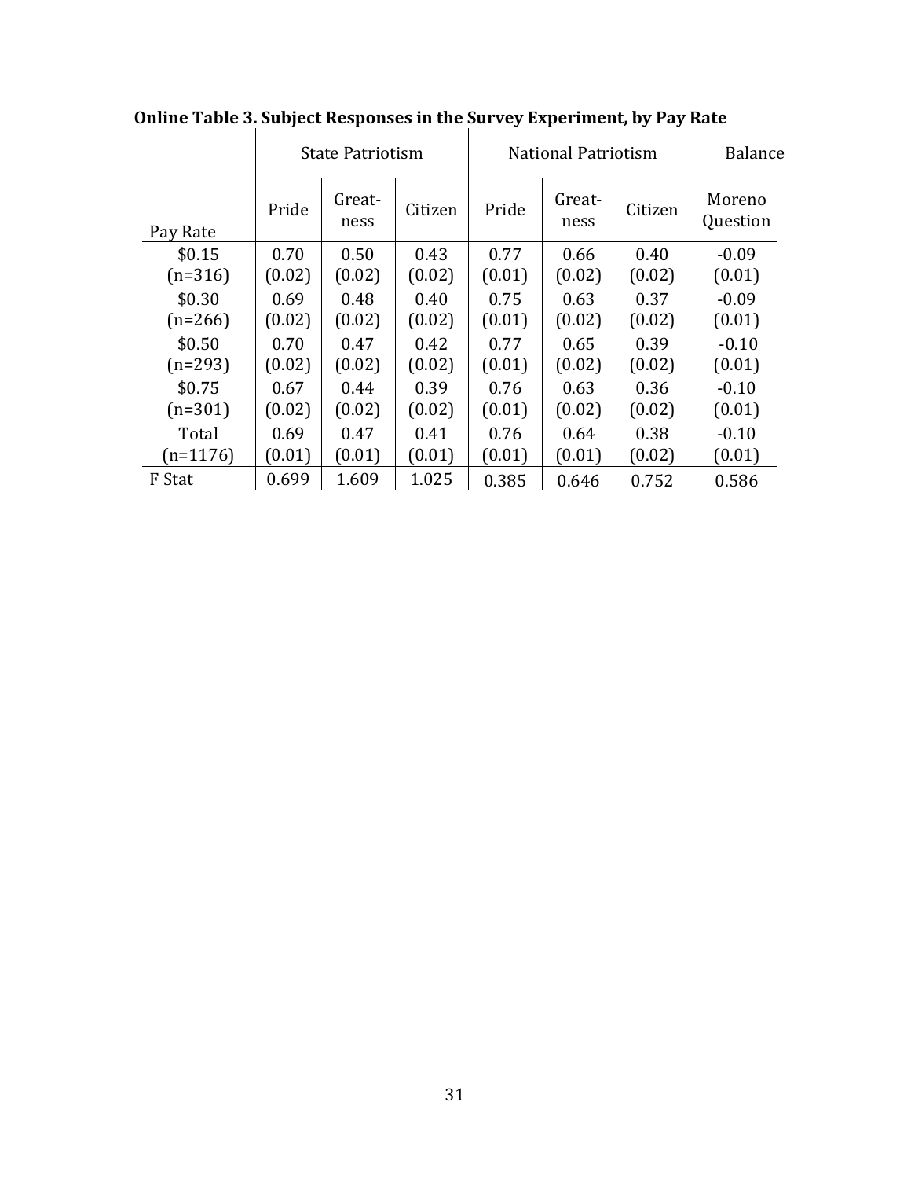**Online Table 3. Subject Responses in the Survey Experiment, by Pay Rate**

| | State Patriotism | | | National Patriotism | | | Balance |
|---|---|---|---|---|---|---|---|
| Pay Rate | Pride | Great-ness | Citizen | Pride | Great-ness | Citizen | Moreno Question |
| $0.15<br>(n=316) | 0.70<br>(0.02) | 0.50<br>(0.02) | 0.43<br>(0.02) | 0.77<br>(0.01) | 0.66<br>(0.02) | 0.40<br>(0.02) | -0.09<br>(0.01) |
| $0.30<br>(n=266) | 0.69<br>(0.02) | 0.48<br>(0.02) | 0.40<br>(0.02) | 0.75<br>(0.01) | 0.63<br>(0.02) | 0.37<br>(0.02) | -0.09<br>(0.01) |
| $0.50<br>(n=293) | 0.70<br>(0.02) | 0.47<br>(0.02) | 0.42<br>(0.02) | 0.77<br>(0.01) | 0.65<br>(0.02) | 0.39<br>(0.02) | -0.10<br>(0.01) |
| $0.75<br>(n=301) | 0.67<br>(0.02) | 0.44<br>(0.02) | 0.39<br>(0.02) | 0.76<br>(0.01) | 0.63<br>(0.02) | 0.36<br>(0.02) | -0.10<br>(0.01) |
| Total<br>(n=1176) | 0.69<br>(0.01) | 0.47<br>(0.01) | 0.41<br>(0.01) | 0.76<br>(0.01) | 0.64<br>(0.01) | 0.38<br>(0.02) | -0.10<br>(0.01) |
| F Stat | 0.699 | 1.609 | 1.025 | 0.385 | 0.646 | 0.752 | 0.586 |